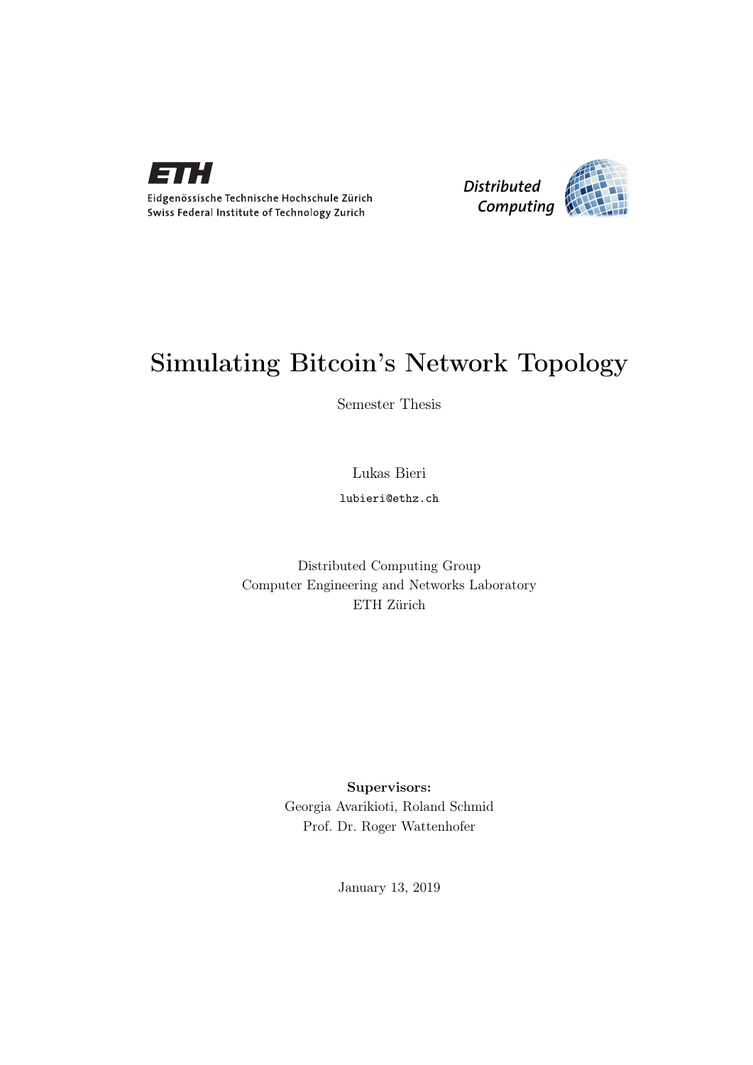Eidgenössische Technische Hochschule Zürich
Swiss Federal Institute of Technology Zurich

Distributed Computing

# Simulating Bitcoin's Network Topology

Semester Thesis

Lukas Bieri

lubieri@ethz.ch

Distributed Computing Group
Computer Engineering and Networks Laboratory
ETH Zürich

**Supervisors:**
Georgia Avarikioti, Roland Schmid
Prof. Dr. Roger Wattenhofer

January 13, 2019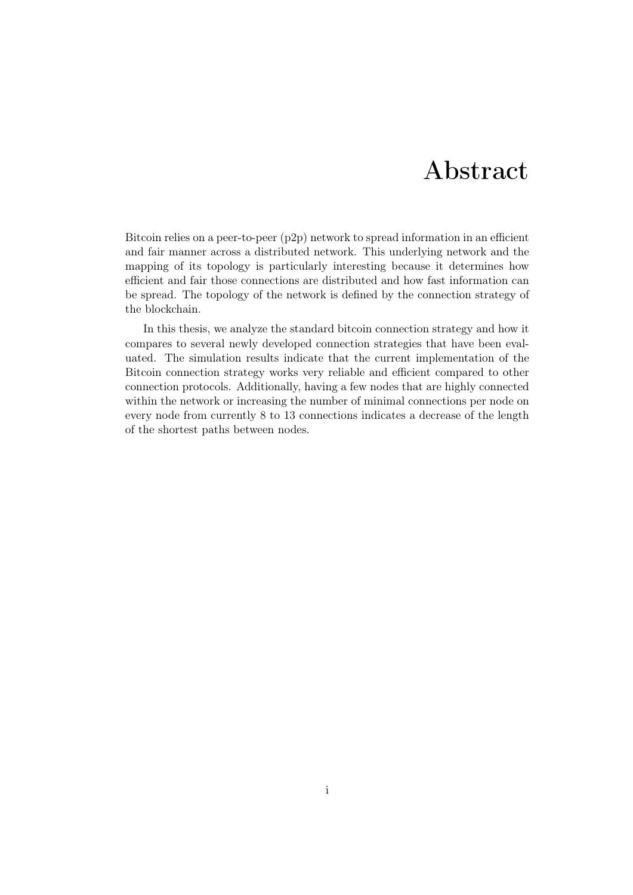# Abstract

Bitcoin relies on a peer-to-peer (p2p) network to spread information in an efficient and fair manner across a distributed network. This underlying network and the mapping of its topology is particularly interesting because it determines how efficient and fair those connections are distributed and how fast information can be spread. The topology of the network is defined by the connection strategy of the blockchain.

In this thesis, we analyze the standard bitcoin connection strategy and how it compares to several newly developed connection strategies that have been evaluated. The simulation results indicate that the current implementation of the Bitcoin connection strategy works very reliable and efficient compared to other connection protocols. Additionally, having a few nodes that are highly connected within the network or increasing the number of minimal connections per node on every node from currently 8 to 13 connections indicates a decrease of the length of the shortest paths between nodes.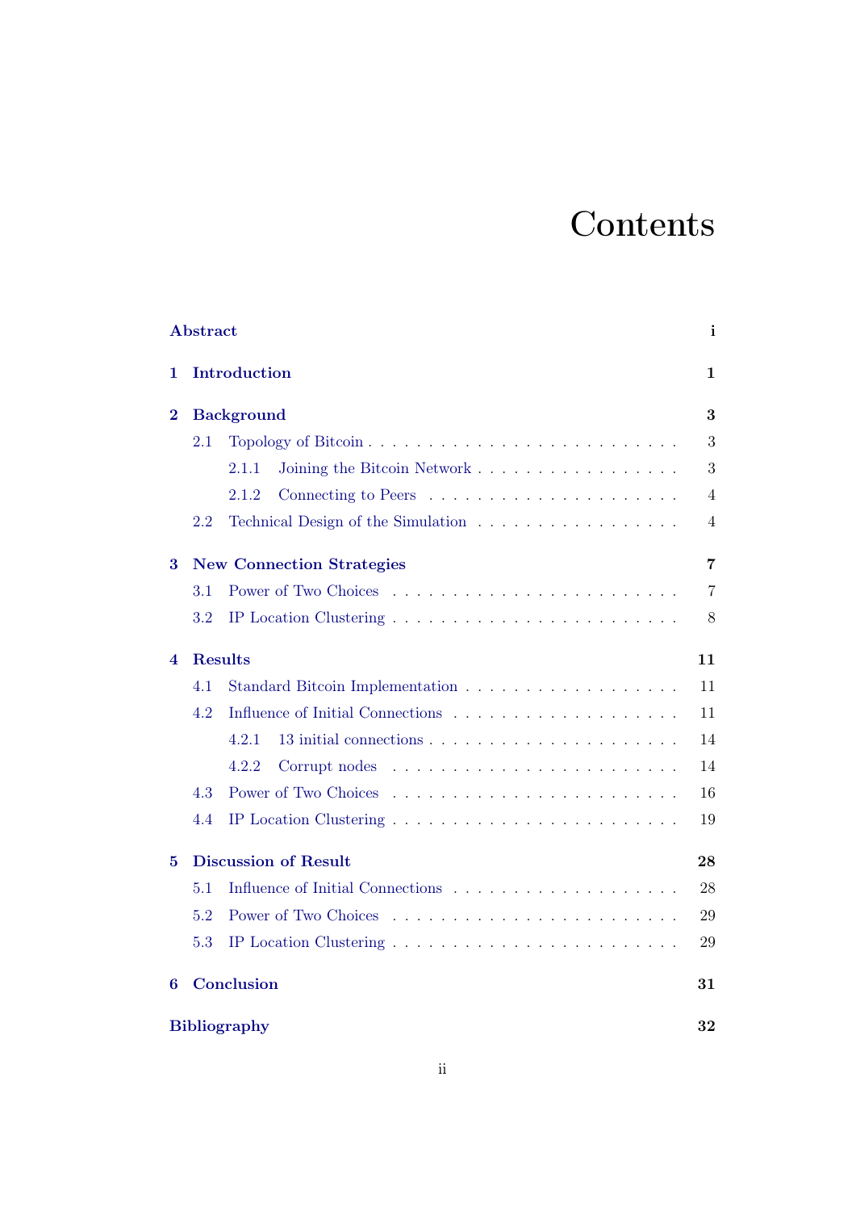# Contents

| | |
|---|---|
| **Abstract** | **i** |
| **1 Introduction** | **1** |
| **2 Background** | **3** |
| 2.1 Topology of Bitcoin | 3 |
| 2.1.1 Joining the Bitcoin Network | 3 |
| 2.1.2 Connecting to Peers | 4 |
| 2.2 Technical Design of the Simulation | 4 |
| **3 New Connection Strategies** | **7** |
| 3.1 Power of Two Choices | 7 |
| 3.2 IP Location Clustering | 8 |
| **4 Results** | **11** |
| 4.1 Standard Bitcoin Implementation | 11 |
| 4.2 Influence of Initial Connections | 11 |
| 4.2.1 13 initial connections | 14 |
| 4.2.2 Corrupt nodes | 14 |
| 4.3 Power of Two Choices | 16 |
| 4.4 IP Location Clustering | 19 |
| **5 Discussion of Result** | **28** |
| 5.1 Influence of Initial Connections | 28 |
| 5.2 Power of Two Choices | 29 |
| 5.3 IP Location Clustering | 29 |
| **6 Conclusion** | **31** |
| **Bibliography** | **32** |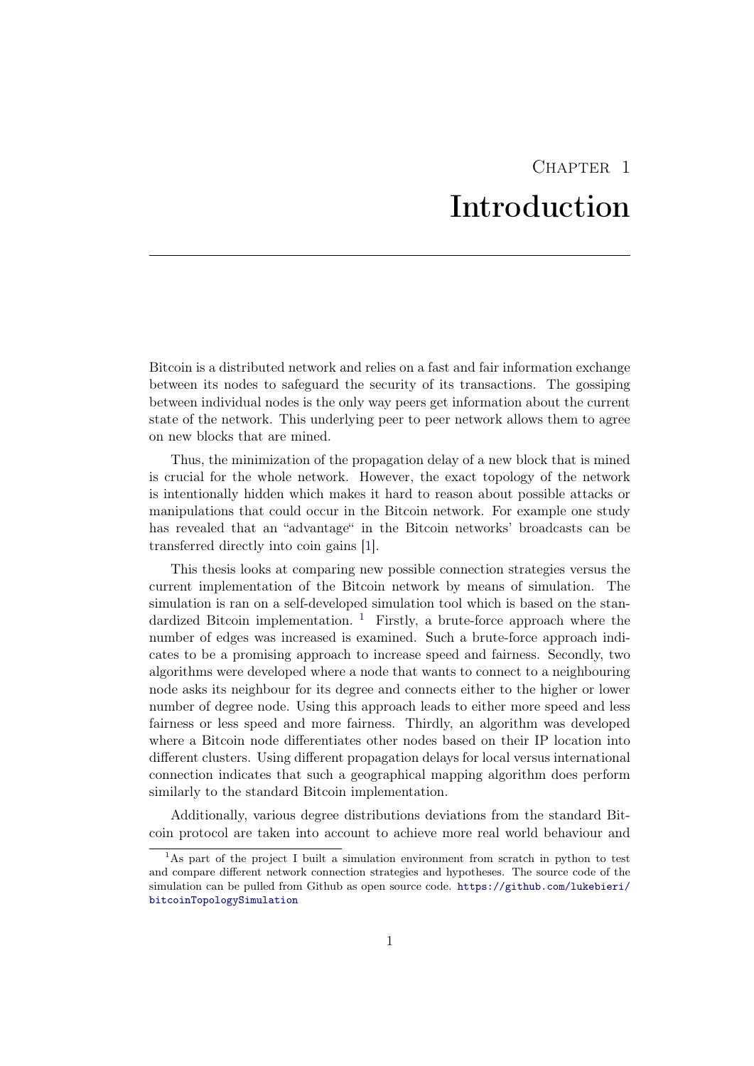# Chapter 1
# Introduction

Bitcoin is a distributed network and relies on a fast and fair information exchange between its nodes to safeguard the security of its transactions. The gossiping between individual nodes is the only way peers get information about the current state of the network. This underlying peer to peer network allows them to agree on new blocks that are mined.

Thus, the minimization of the propagation delay of a new block that is mined is crucial for the whole network. However, the exact topology of the network is intentionally hidden which makes it hard to reason about possible attacks or manipulations that could occur in the Bitcoin network. For example one study has revealed that an "advantage" in the Bitcoin networks' broadcasts can be transferred directly into coin gains [1].

This thesis looks at comparing new possible connection strategies versus the current implementation of the Bitcoin network by means of simulation. The simulation is ran on a self-developed simulation tool which is based on the standardized Bitcoin implementation. [1] Firstly, a brute-force approach where the number of edges was increased is examined. Such a brute-force approach indicates to be a promising approach to increase speed and fairness. Secondly, two algorithms were developed where a node that wants to connect to a neighbouring node asks its neighbour for its degree and connects either to the higher or lower number of degree node. Using this approach leads to either more speed and less fairness or less speed and more fairness. Thirdly, an algorithm was developed where a Bitcoin node differentiates other nodes based on their IP location into different clusters. Using different propagation delays for local versus international connection indicates that such a geographical mapping algorithm does perform similarly to the standard Bitcoin implementation.

Additionally, various degree distributions deviations from the standard Bitcoin protocol are taken into account to achieve more real world behaviour and

[1] As part of the project I built a simulation environment from scratch in python to test and compare different network connection strategies and hypotheses. The source code of the simulation can be pulled from Github as open source code. https://github.com/lukebieri/bitcoinTopologySimulation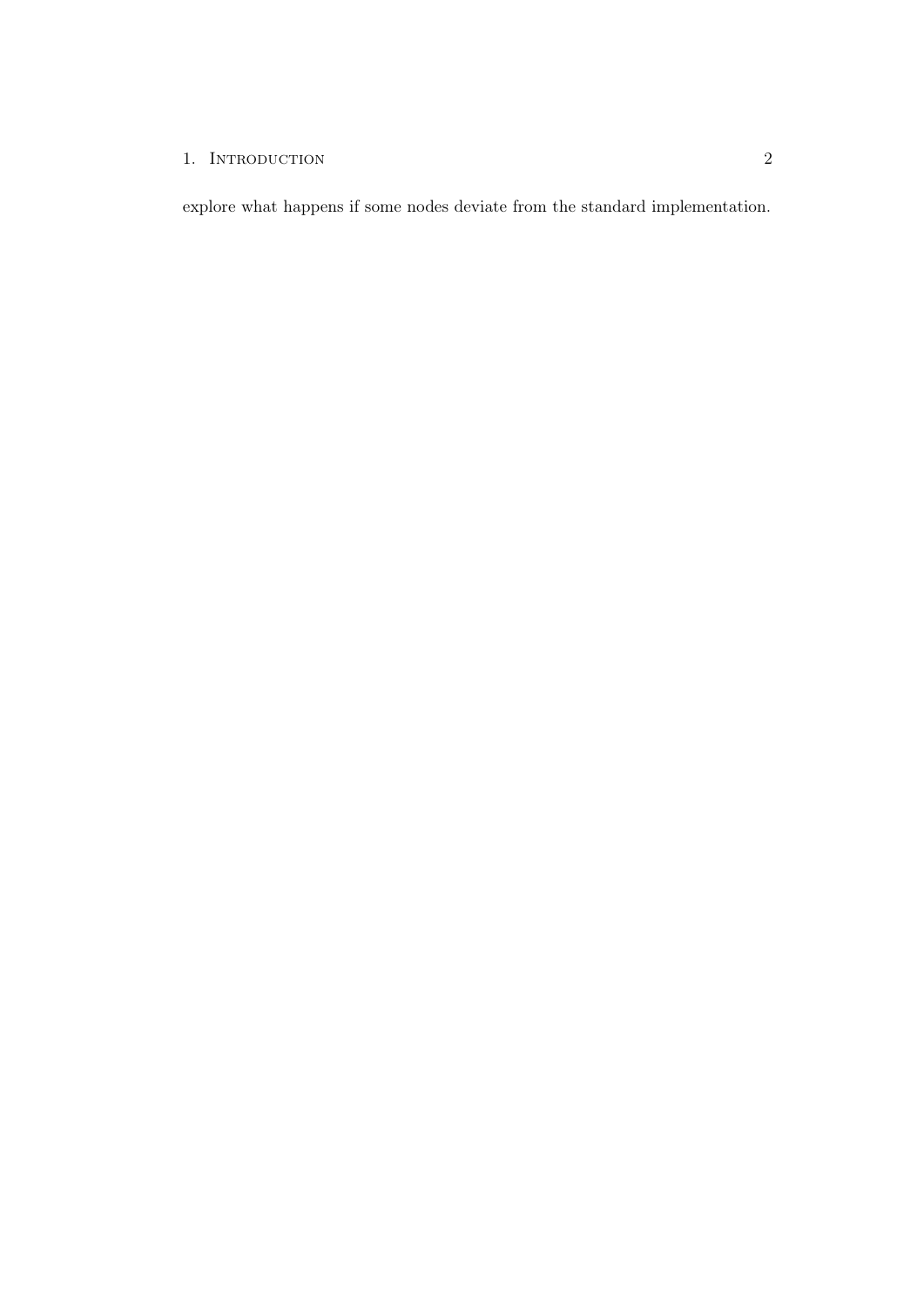explore what happens if some nodes deviate from the standard implementation.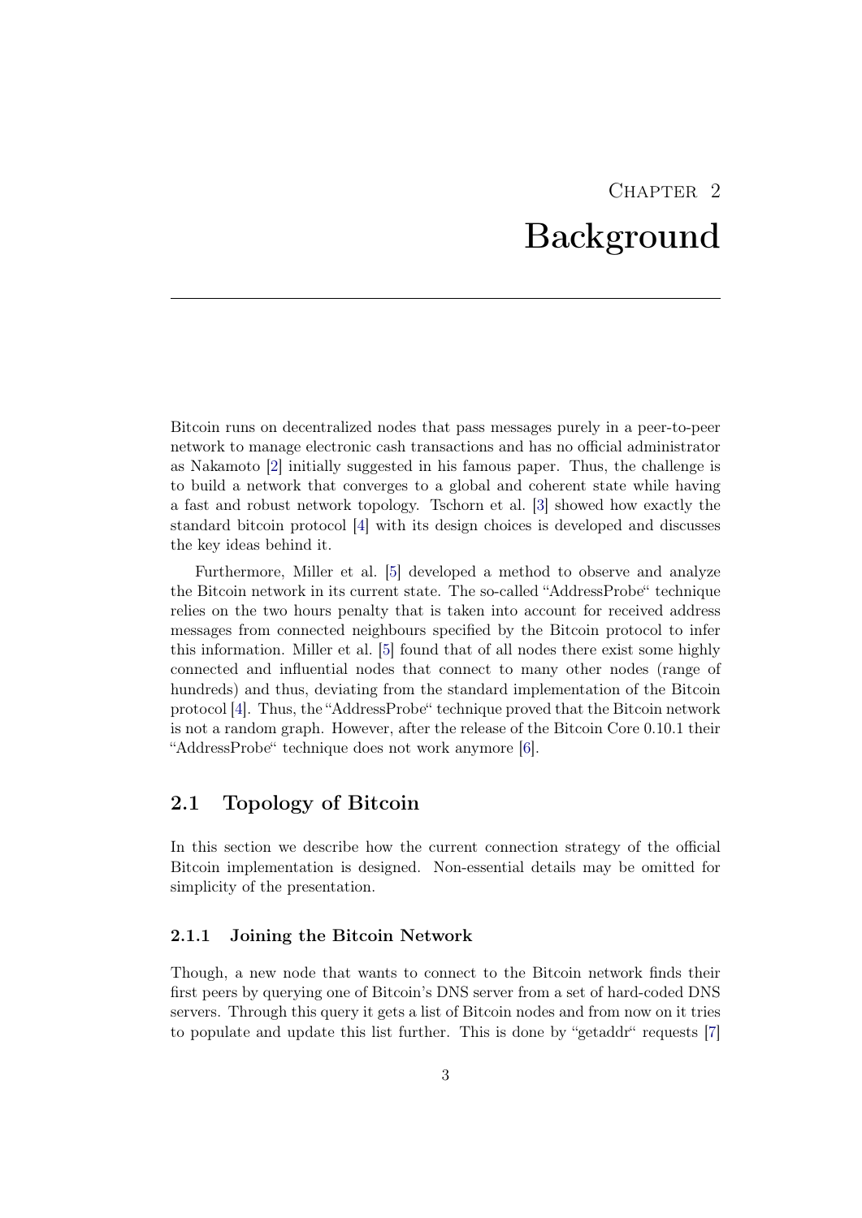// Chapter 2

# Background

Bitcoin runs on decentralized nodes that pass messages purely in a peer-to-peer network to manage electronic cash transactions and has no official administrator as Nakamoto [2] initially suggested in his famous paper. Thus, the challenge is to build a network that converges to a global and coherent state while having a fast and robust network topology. Tschorn et al. [3] showed how exactly the standard bitcoin protocol [4] with its design choices is developed and discusses the key ideas behind it.

Furthermore, Miller et al. [5] developed a method to observe and analyze the Bitcoin network in its current state. The so-called "AddressProbe" technique relies on the two hours penalty that is taken into account for received address messages from connected neighbours specified by the Bitcoin protocol to infer this information. Miller et al. [5] found that of all nodes there exist some highly connected and influential nodes that connect to many other nodes (range of hundreds) and thus, deviating from the standard implementation of the Bitcoin protocol [4]. Thus, the "AddressProbe" technique proved that the Bitcoin network is not a random graph. However, after the release of the Bitcoin Core 0.10.1 their "AddressProbe" technique does not work anymore [6].

## 2.1 Topology of Bitcoin

In this section we describe how the current connection strategy of the official Bitcoin implementation is designed. Non-essential details may be omitted for simplicity of the presentation.

### 2.1.1 Joining the Bitcoin Network

Though, a new node that wants to connect to the Bitcoin network finds their first peers by querying one of Bitcoin's DNS server from a set of hard-coded DNS servers. Through this query it gets a list of Bitcoin nodes and from now on it tries to populate and update this list further. This is done by "getaddr" requests [7]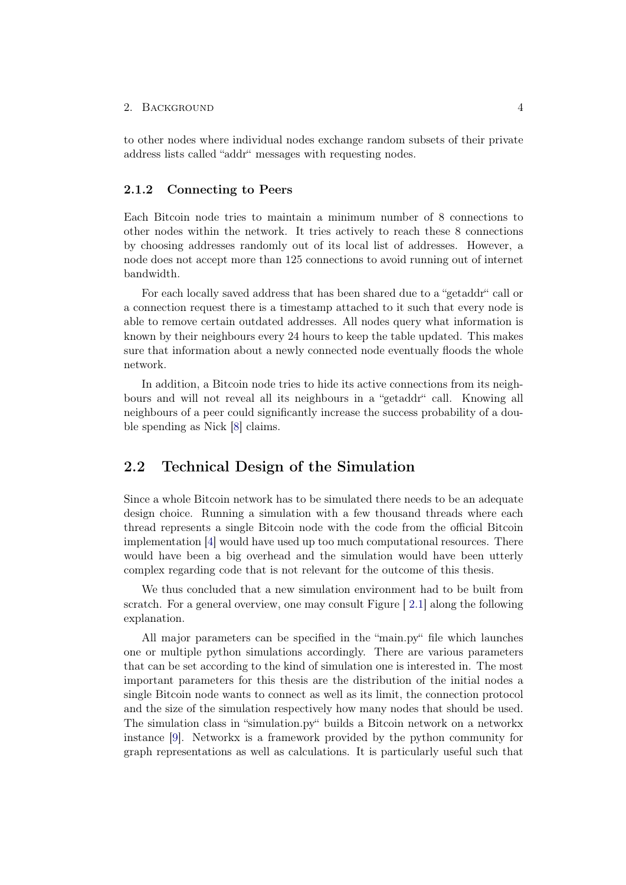to other nodes where individual nodes exchange random subsets of their private address lists called "addr" messages with requesting nodes.

### 2.1.2 Connecting to Peers

Each Bitcoin node tries to maintain a minimum number of 8 connections to other nodes within the network. It tries actively to reach these 8 connections by choosing addresses randomly out of its local list of addresses. However, a node does not accept more than 125 connections to avoid running out of internet bandwidth.

For each locally saved address that has been shared due to a "getaddr" call or a connection request there is a timestamp attached to it such that every node is able to remove certain outdated addresses. All nodes query what information is known by their neighbours every 24 hours to keep the table updated. This makes sure that information about a newly connected node eventually floods the whole network.

In addition, a Bitcoin node tries to hide its active connections from its neighbours and will not reveal all its neighbours in a "getaddr" call. Knowing all neighbours of a peer could significantly increase the success probability of a double spending as Nick [8] claims.

## 2.2 Technical Design of the Simulation

Since a whole Bitcoin network has to be simulated there needs to be an adequate design choice. Running a simulation with a few thousand threads where each thread represents a single Bitcoin node with the code from the official Bitcoin implementation [4] would have used up too much computational resources. There would have been a big overhead and the simulation would have been utterly complex regarding code that is not relevant for the outcome of this thesis.

We thus concluded that a new simulation environment had to be built from scratch. For a general overview, one may consult Figure [ 2.1] along the following explanation.

All major parameters can be specified in the "main.py" file which launches one or multiple python simulations accordingly. There are various parameters that can be set according to the kind of simulation one is interested in. The most important parameters for this thesis are the distribution of the initial nodes a single Bitcoin node wants to connect as well as its limit, the connection protocol and the size of the simulation respectively how many nodes that should be used. The simulation class in "simulation.py" builds a Bitcoin network on a networkx instance [9]. Networkx is a framework provided by the python community for graph representations as well as calculations. It is particularly useful such that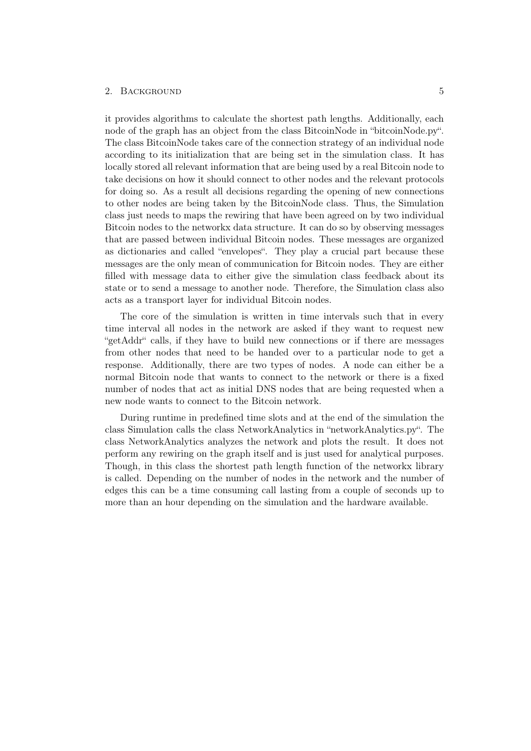it provides algorithms to calculate the shortest path lengths. Additionally, each node of the graph has an object from the class BitcoinNode in "bitcoinNode.py". The class BitcoinNode takes care of the connection strategy of an individual node according to its initialization that are being set in the simulation class. It has locally stored all relevant information that are being used by a real Bitcoin node to take decisions on how it should connect to other nodes and the relevant protocols for doing so. As a result all decisions regarding the opening of new connections to other nodes are being taken by the BitcoinNode class. Thus, the Simulation class just needs to maps the rewiring that have been agreed on by two individual Bitcoin nodes to the networkx data structure. It can do so by observing messages that are passed between individual Bitcoin nodes. These messages are organized as dictionaries and called "envelopes". They play a crucial part because these messages are the only mean of communication for Bitcoin nodes. They are either filled with message data to either give the simulation class feedback about its state or to send a message to another node. Therefore, the Simulation class also acts as a transport layer for individual Bitcoin nodes.

The core of the simulation is written in time intervals such that in every time interval all nodes in the network are asked if they want to request new "getAddr" calls, if they have to build new connections or if there are messages from other nodes that need to be handed over to a particular node to get a response. Additionally, there are two types of nodes. A node can either be a normal Bitcoin node that wants to connect to the network or there is a fixed number of nodes that act as initial DNS nodes that are being requested when a new node wants to connect to the Bitcoin network.

During runtime in predefined time slots and at the end of the simulation the class Simulation calls the class NetworkAnalytics in "networkAnalytics.py". The class NetworkAnalytics analyzes the network and plots the result. It does not perform any rewiring on the graph itself and is just used for analytical purposes. Though, in this class the shortest path length function of the networkx library is called. Depending on the number of nodes in the network and the number of edges this can be a time consuming call lasting from a couple of seconds up to more than an hour depending on the simulation and the hardware available.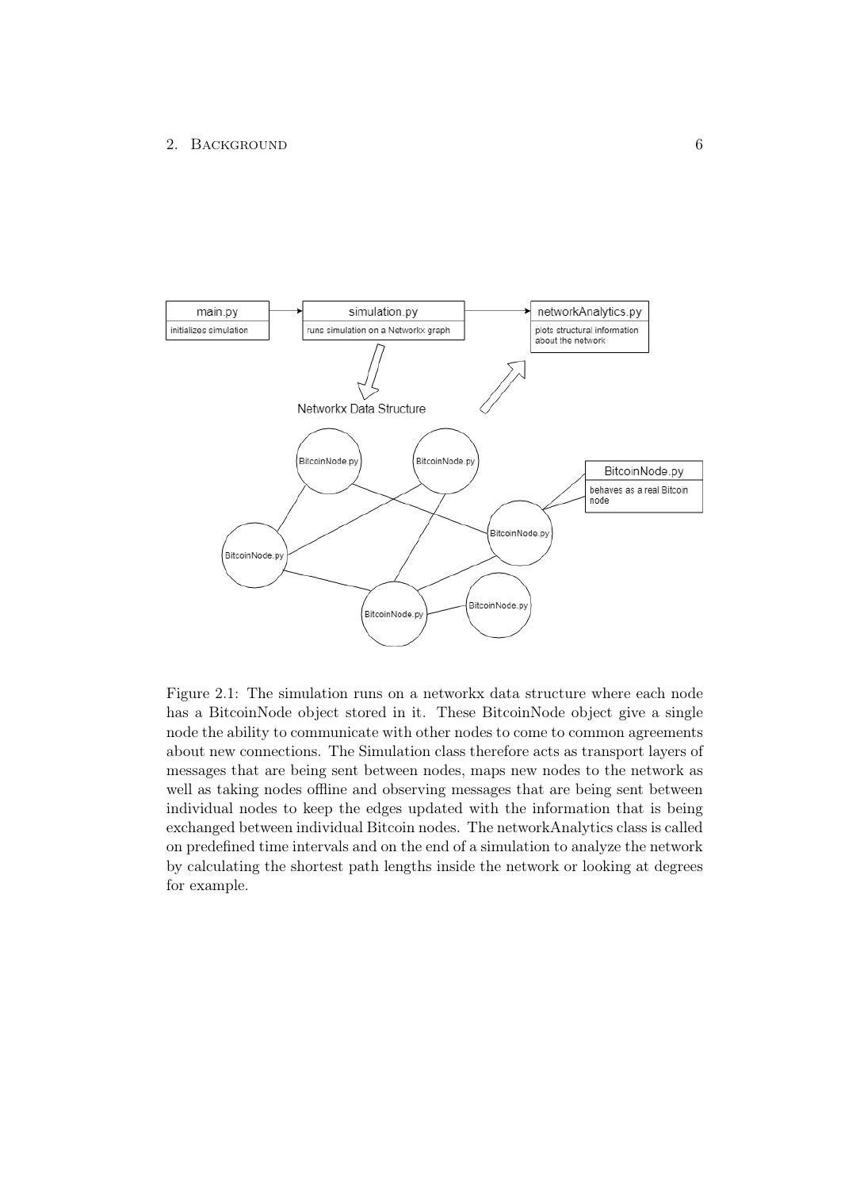Figure 2.1: The simulation runs on a networkx data structure where each node has a BitcoinNode object stored in it. These BitcoinNode object give a single node the ability to communicate with other nodes to come to common agreements about new connections. The Simulation class therefore acts as transport layers of messages that are being sent between nodes, maps new nodes to the network as well as taking nodes offline and observing messages that are being sent between individual nodes to keep the edges updated with the information that is being exchanged between individual Bitcoin nodes. The networkAnalytics class is called on predefined time intervals and on the end of a simulation to analyze the network by calculating the shortest path lengths inside the network or looking at degrees for example.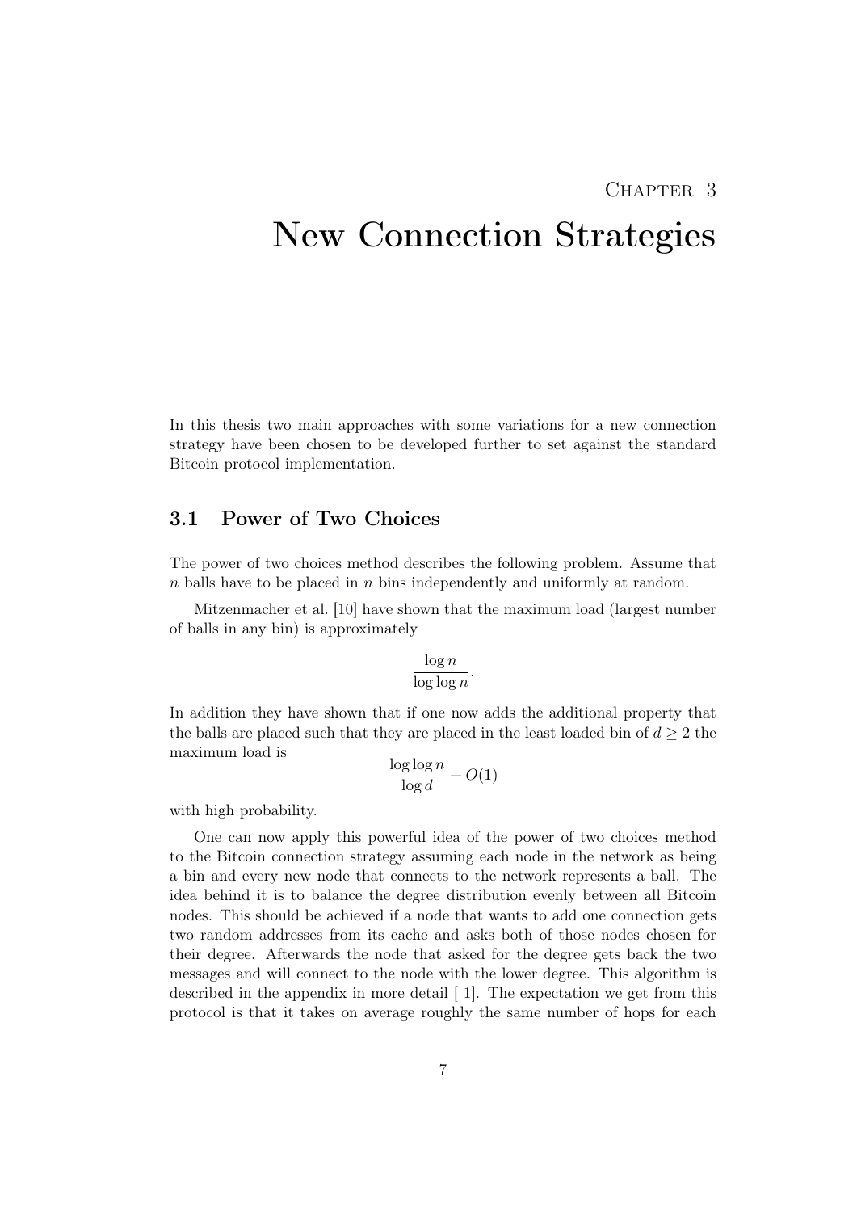# Chapter 3

# New Connection Strategies

In this thesis two main approaches with some variations for a new connection strategy have been chosen to be developed further to set against the standard Bitcoin protocol implementation.

## 3.1 Power of Two Choices

The power of two choices method describes the following problem. Assume that $n$ balls have to be placed in $n$ bins independently and uniformly at random.

Mitzenmacher et al. [10] have shown that the maximum load (largest number of balls in any bin) is approximately

$$\frac{\log n}{\log \log n}.$$

In addition they have shown that if one now adds the additional property that the balls are placed such that they are placed in the least loaded bin of $d \geq 2$ the maximum load is

$$\frac{\log \log n}{\log d} + O(1)$$

with high probability.

One can now apply this powerful idea of the power of two choices method to the Bitcoin connection strategy assuming each node in the network as being a bin and every new node that connects to the network represents a ball. The idea behind it is to balance the degree distribution evenly between all Bitcoin nodes. This should be achieved if a node that wants to add one connection gets two random addresses from its cache and asks both of those nodes chosen for their degree. Afterwards the node that asked for the degree gets back the two messages and will connect to the node with the lower degree. This algorithm is described in the appendix in more detail [ 1]. The expectation we get from this protocol is that it takes on average roughly the same number of hops for each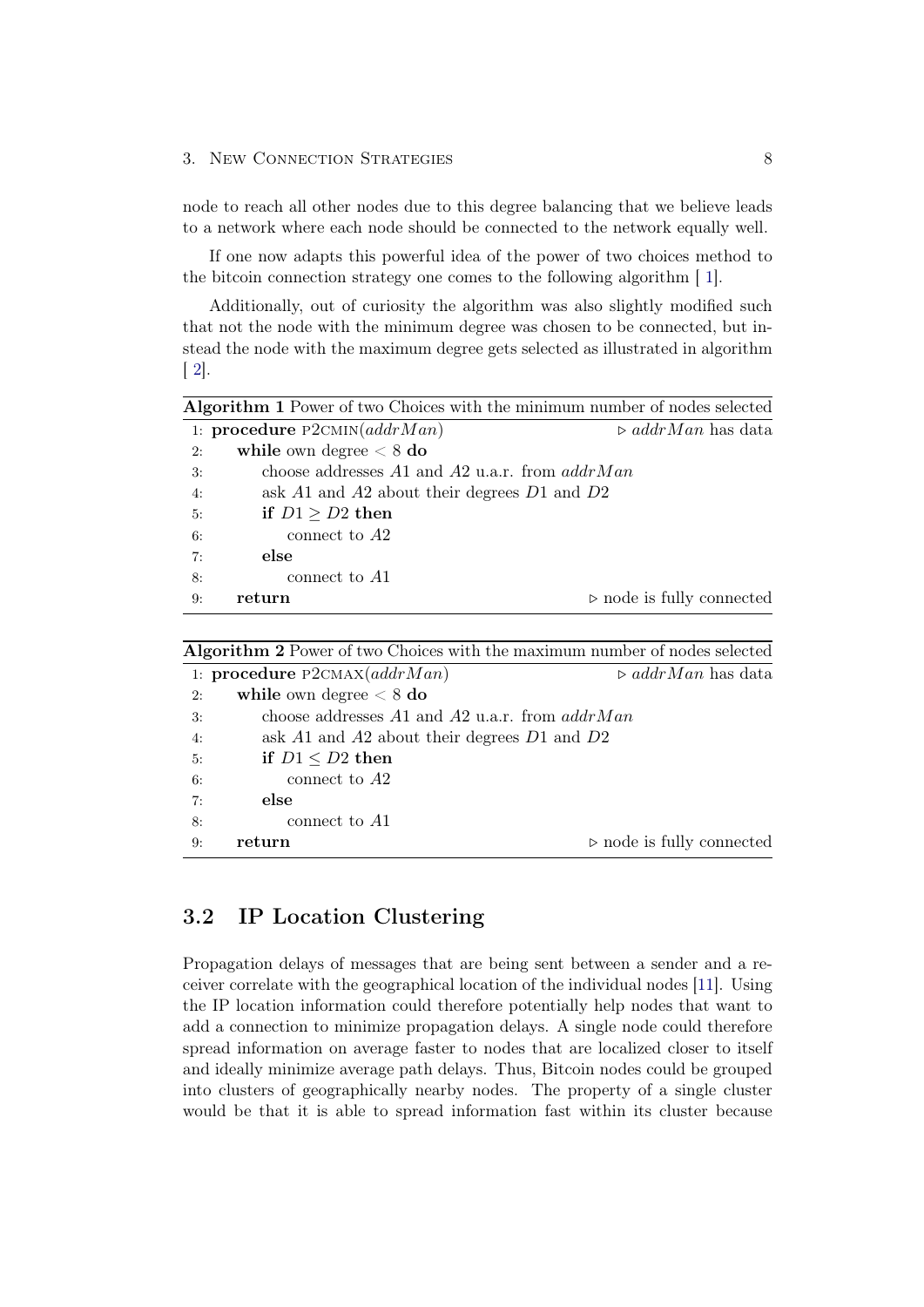node to reach all other nodes due to this degree balancing that we believe leads to a network where each node should be connected to the network equally well.

If one now adapts this powerful idea of the power of two choices method to the bitcoin connection strategy one comes to the following algorithm [ 1].

Additionally, out of curiosity the algorithm was also slightly modified such that not the node with the minimum degree was chosen to be connected, but instead the node with the maximum degree gets selected as illustrated in algorithm [ 2].

**Algorithm 1** Power of two Choices with the minimum number of nodes selected

```
1: procedure P2CMIN(addrMan)                          ▷ addrMan has data
2:     while own degree < 8 do
3:         choose addresses A1 and A2 u.a.r. from addrMan
4:         ask A1 and A2 about their degrees D1 and D2
5:         if D1 ≥ D2 then
6:             connect to A2
7:         else
8:             connect to A1
9:     return                                          ▷ node is fully connected
```

**Algorithm 2** Power of two Choices with the maximum number of nodes selected

```
1: procedure P2CMAX(addrMan)                          ▷ addrMan has data
2:     while own degree < 8 do
3:         choose addresses A1 and A2 u.a.r. from addrMan
4:         ask A1 and A2 about their degrees D1 and D2
5:         if D1 ≤ D2 then
6:             connect to A2
7:         else
8:             connect to A1
9:     return                                          ▷ node is fully connected
```

## 3.2 IP Location Clustering

Propagation delays of messages that are being sent between a sender and a receiver correlate with the geographical location of the individual nodes [11]. Using the IP location information could therefore potentially help nodes that want to add a connection to minimize propagation delays. A single node could therefore spread information on average faster to nodes that are localized closer to itself and ideally minimize average path delays. Thus, Bitcoin nodes could be grouped into clusters of geographically nearby nodes. The property of a single cluster would be that it is able to spread information fast within its cluster because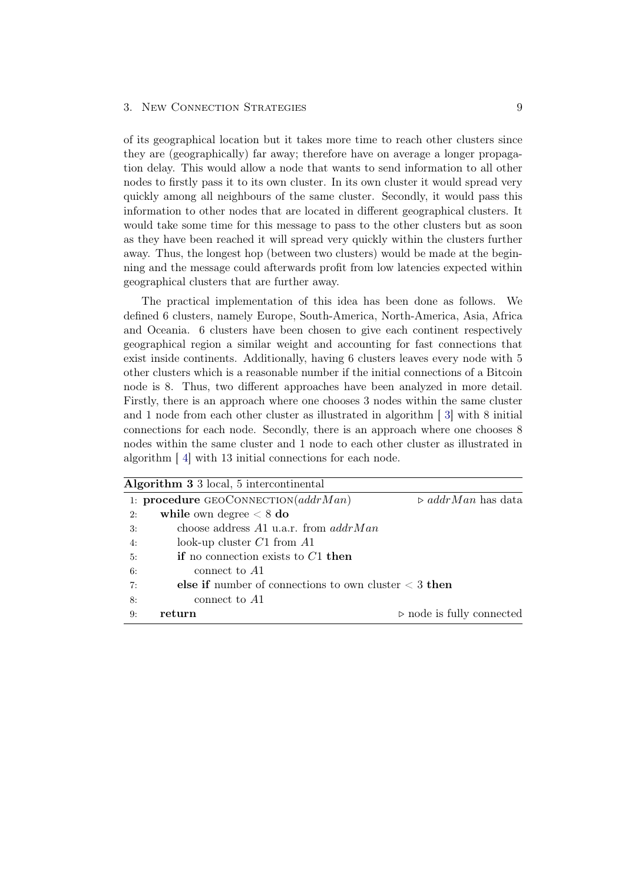of its geographical location but it takes more time to reach other clusters since they are (geographically) far away; therefore have on average a longer propagation delay. This would allow a node that wants to send information to all other nodes to firstly pass it to its own cluster. In its own cluster it would spread very quickly among all neighbours of the same cluster. Secondly, it would pass this information to other nodes that are located in different geographical clusters. It would take some time for this message to pass to the other clusters but as soon as they have been reached it will spread very quickly within the clusters further away. Thus, the longest hop (between two clusters) would be made at the beginning and the message could afterwards profit from low latencies expected within geographical clusters that are further away.

The practical implementation of this idea has been done as follows. We defined 6 clusters, namely Europe, South-America, North-America, Asia, Africa and Oceania. 6 clusters have been chosen to give each continent respectively geographical region a similar weight and accounting for fast connections that exist inside continents. Additionally, having 6 clusters leaves every node with 5 other clusters which is a reasonable number if the initial connections of a Bitcoin node is 8. Thus, two different approaches have been analyzed in more detail. Firstly, there is an approach where one chooses 3 nodes within the same cluster and 1 node from each other cluster as illustrated in algorithm [ 3] with 8 initial connections for each node. Secondly, there is an approach where one chooses 8 nodes within the same cluster and 1 node to each other cluster as illustrated in algorithm [ 4] with 13 initial connections for each node.

**Algorithm 3** 3 local, 5 intercontinental

```
1: procedure GEOCONNECTION(addrMan)                  ▷ addrMan has data
2:     while own degree < 8 do
3:         choose address A1 u.a.r. from addrMan
4:         look-up cluster C1 from A1
5:         if no connection exists to C1 then
6:             connect to A1
7:         else if number of connections to own cluster < 3 then
8:             connect to A1
9:     return                                        ▷ node is fully connected
```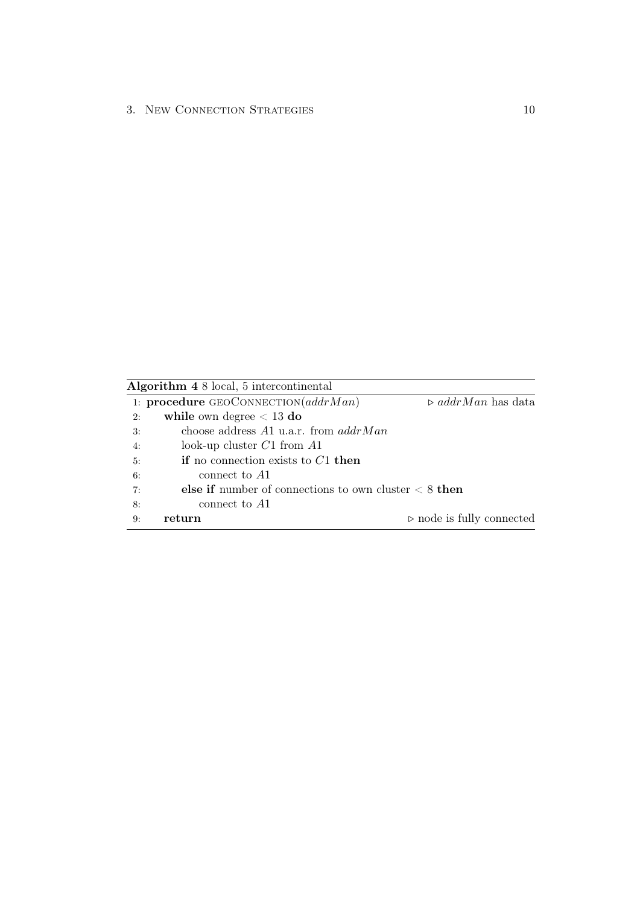**Algorithm 4** 8 local, 5 intercontinental

```
1: procedure geoConnection(addrMan)                      ▷ addrMan has data
2:     while own degree < 13 do
3:         choose address A1 u.a.r. from addrMan
4:         look-up cluster C1 from A1
5:         if no connection exists to C1 then
6:             connect to A1
7:         else if number of connections to own cluster < 8 then
8:             connect to A1
9:     return                                             ▷ node is fully connected
```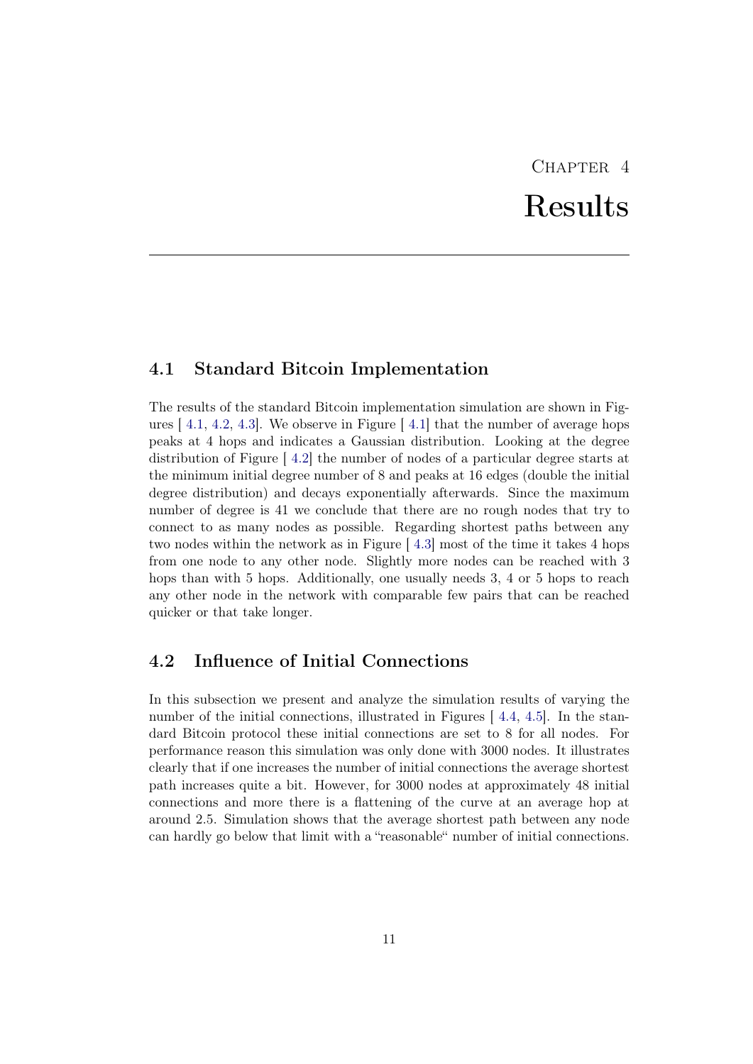# Chapter 4

# Results

## 4.1 Standard Bitcoin Implementation

The results of the standard Bitcoin implementation simulation are shown in Figures [ 4.1, 4.2, 4.3]. We observe in Figure [ 4.1] that the number of average hops peaks at 4 hops and indicates a Gaussian distribution. Looking at the degree distribution of Figure [ 4.2] the number of nodes of a particular degree starts at the minimum initial degree number of 8 and peaks at 16 edges (double the initial degree distribution) and decays exponentially afterwards. Since the maximum number of degree is 41 we conclude that there are no rough nodes that try to connect to as many nodes as possible. Regarding shortest paths between any two nodes within the network as in Figure [ 4.3] most of the time it takes 4 hops from one node to any other node. Slightly more nodes can be reached with 3 hops than with 5 hops. Additionally, one usually needs 3, 4 or 5 hops to reach any other node in the network with comparable few pairs that can be reached quicker or that take longer.

## 4.2 Influence of Initial Connections

In this subsection we present and analyze the simulation results of varying the number of the initial connections, illustrated in Figures [ 4.4, 4.5]. In the standard Bitcoin protocol these initial connections are set to 8 for all nodes. For performance reason this simulation was only done with 3000 nodes. It illustrates clearly that if one increases the number of initial connections the average shortest path increases quite a bit. However, for 3000 nodes at approximately 48 initial connections and more there is a flattening of the curve at an average hop at around 2.5. Simulation shows that the average shortest path between any node can hardly go below that limit with a "reasonable" number of initial connections.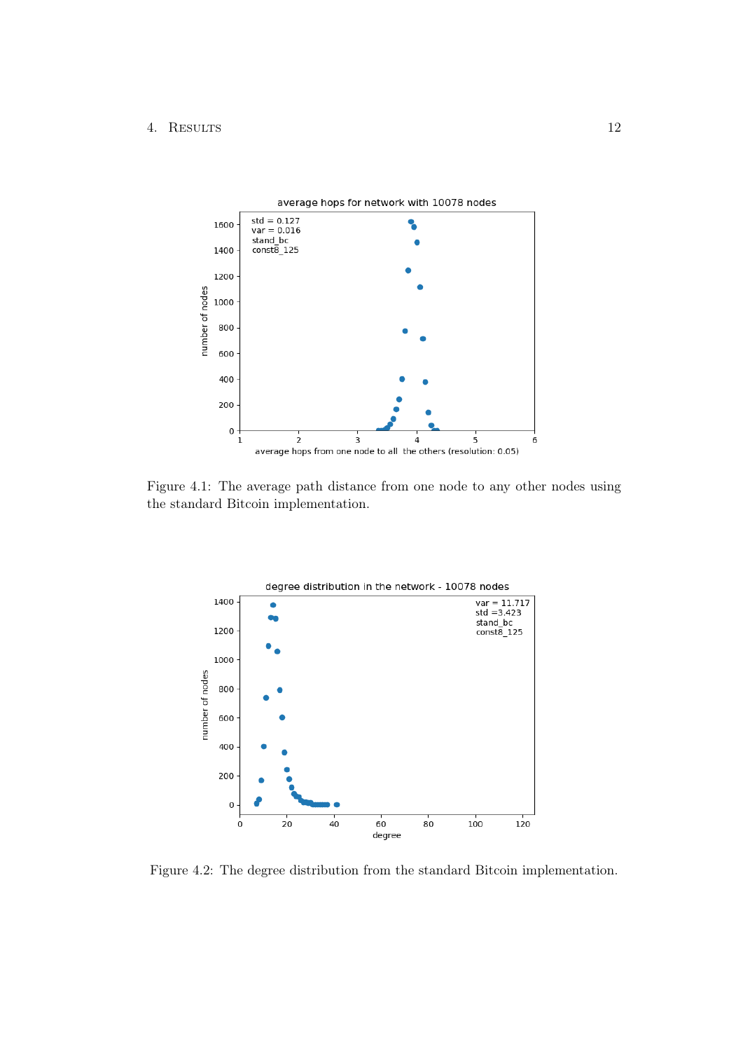Figure 4.1: The average path distance from one node to any other nodes using the standard Bitcoin implementation.

Figure 4.2: The degree distribution from the standard Bitcoin implementation.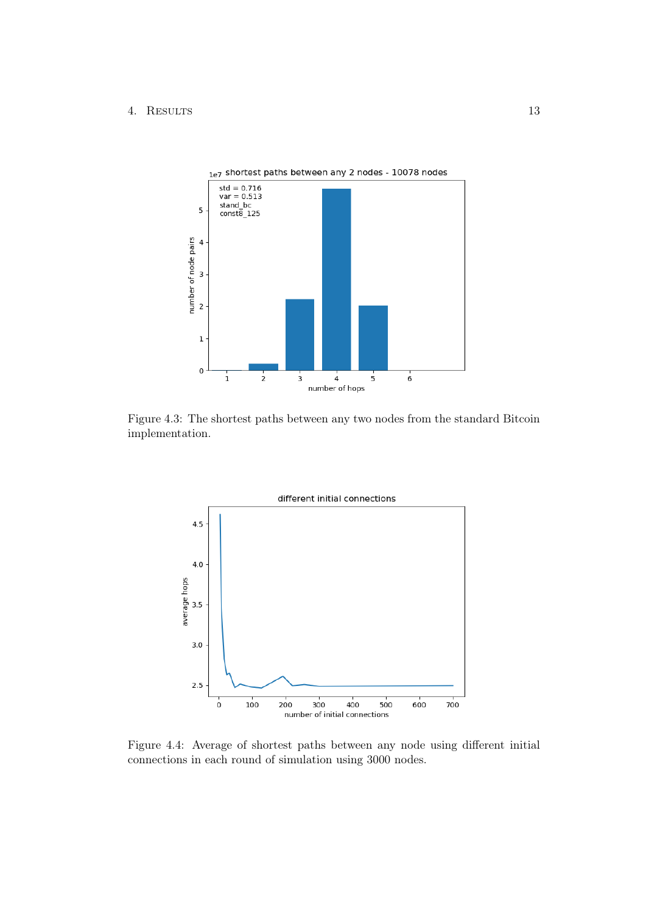Figure 4.3: The shortest paths between any two nodes from the standard Bitcoin implementation.

Figure 4.4: Average of shortest paths between any node using different initial connections in each round of simulation using 3000 nodes.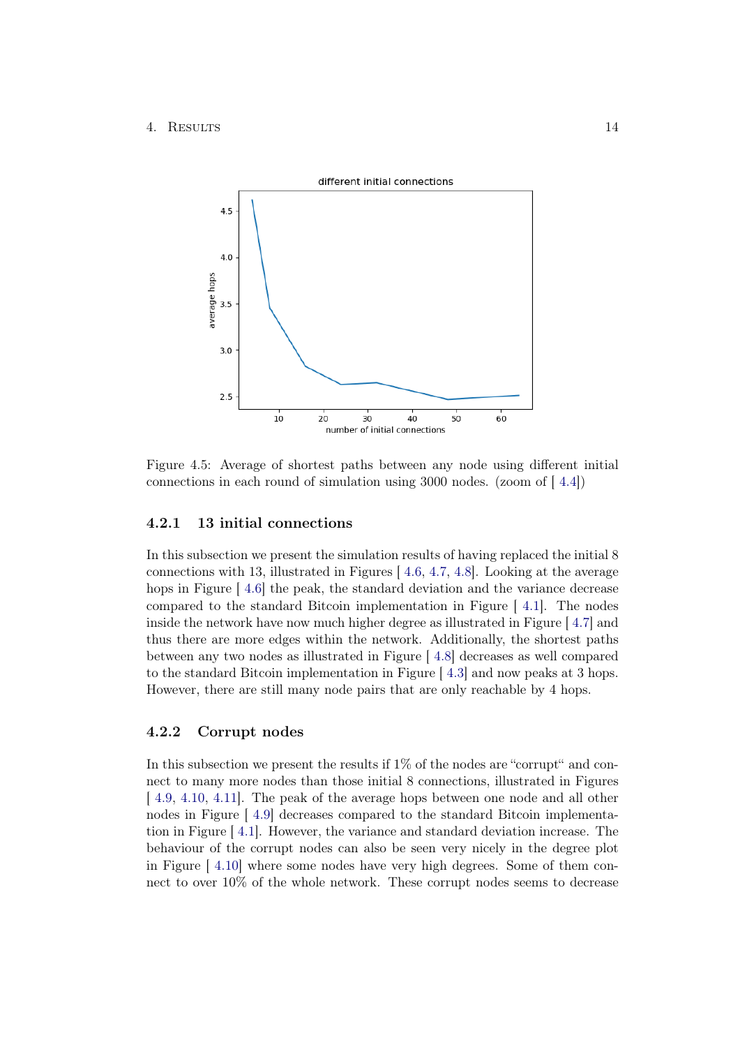Figure 4.5: Average of shortest paths between any node using different initial connections in each round of simulation using 3000 nodes. (zoom of [ 4.4])

### 4.2.1 13 initial connections

In this subsection we present the simulation results of having replaced the initial 8 connections with 13, illustrated in Figures [ 4.6, 4.7, 4.8]. Looking at the average hops in Figure [ 4.6] the peak, the standard deviation and the variance decrease compared to the standard Bitcoin implementation in Figure [ 4.1]. The nodes inside the network have now much higher degree as illustrated in Figure [ 4.7] and thus there are more edges within the network. Additionally, the shortest paths between any two nodes as illustrated in Figure [ 4.8] decreases as well compared to the standard Bitcoin implementation in Figure [ 4.3] and now peaks at 3 hops. However, there are still many node pairs that are only reachable by 4 hops.

### 4.2.2 Corrupt nodes

In this subsection we present the results if 1% of the nodes are "corrupt" and connect to many more nodes than those initial 8 connections, illustrated in Figures [ 4.9, 4.10, 4.11]. The peak of the average hops between one node and all other nodes in Figure [ 4.9] decreases compared to the standard Bitcoin implementation in Figure [ 4.1]. However, the variance and standard deviation increase. The behaviour of the corrupt nodes can also be seen very nicely in the degree plot in Figure [ 4.10] where some nodes have very high degrees. Some of them connect to over 10% of the whole network. These corrupt nodes seems to decrease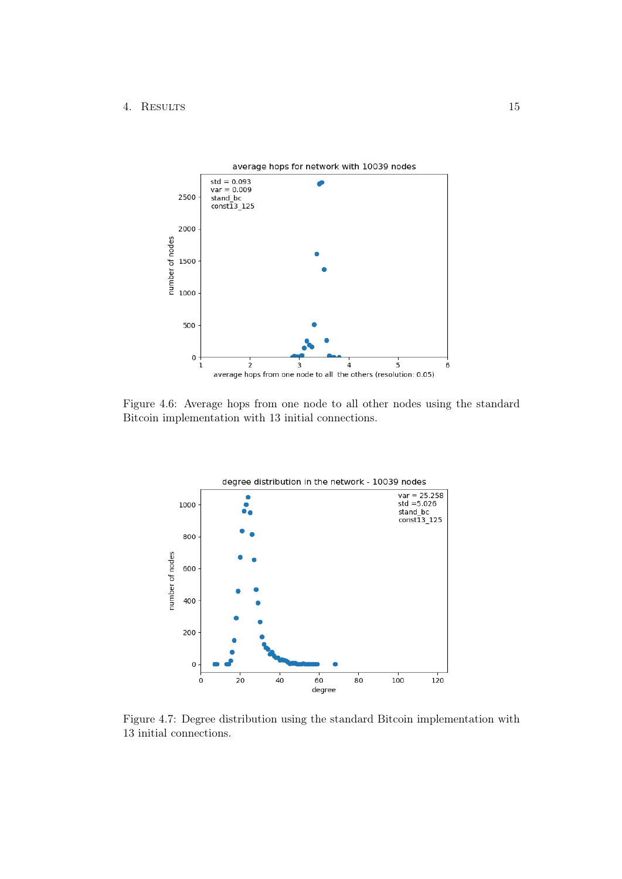Figure 4.6: Average hops from one node to all other nodes using the standard Bitcoin implementation with 13 initial connections.

Figure 4.7: Degree distribution using the standard Bitcoin implementation with 13 initial connections.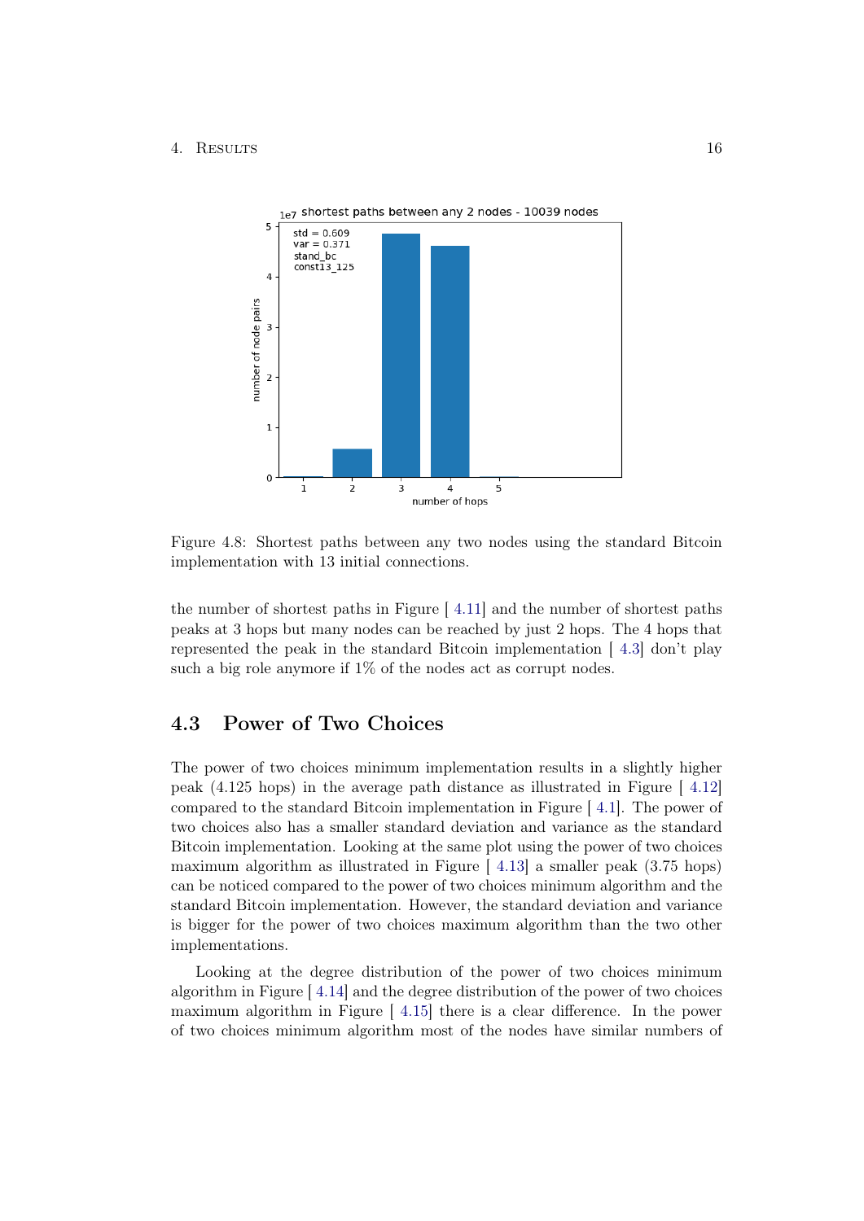Figure 4.8: Shortest paths between any two nodes using the standard Bitcoin implementation with 13 initial connections.

the number of shortest paths in Figure [ 4.11] and the number of shortest paths peaks at 3 hops but many nodes can be reached by just 2 hops. The 4 hops that represented the peak in the standard Bitcoin implementation [ 4.3] don't play such a big role anymore if 1% of the nodes act as corrupt nodes.

## 4.3 Power of Two Choices

The power of two choices minimum implementation results in a slightly higher peak (4.125 hops) in the average path distance as illustrated in Figure [ 4.12] compared to the standard Bitcoin implementation in Figure [ 4.1]. The power of two choices also has a smaller standard deviation and variance as the standard Bitcoin implementation. Looking at the same plot using the power of two choices maximum algorithm as illustrated in Figure [ 4.13] a smaller peak (3.75 hops) can be noticed compared to the power of two choices minimum algorithm and the standard Bitcoin implementation. However, the standard deviation and variance is bigger for the power of two choices maximum algorithm than the two other implementations.

Looking at the degree distribution of the power of two choices minimum algorithm in Figure [ 4.14] and the degree distribution of the power of two choices maximum algorithm in Figure [ 4.15] there is a clear difference. In the power of two choices minimum algorithm most of the nodes have similar numbers of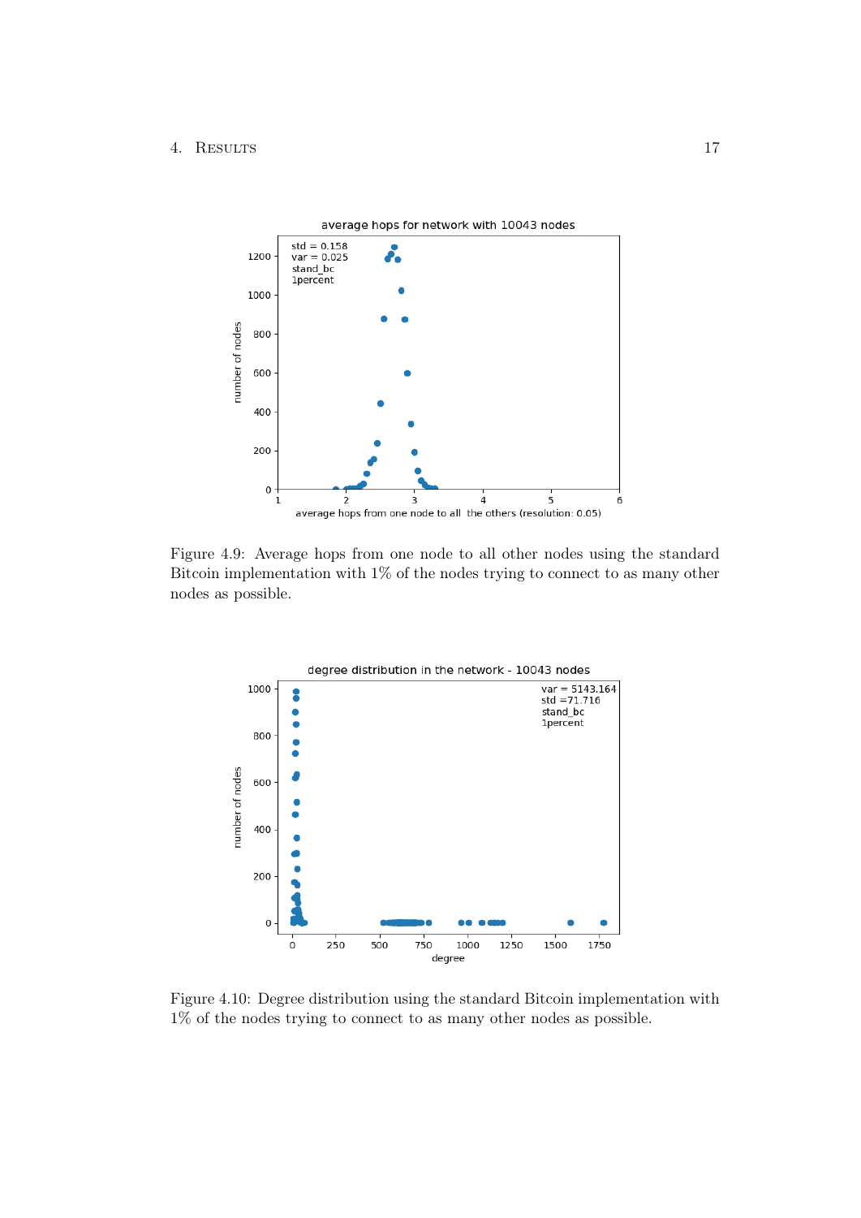Figure 4.9: Average hops from one node to all other nodes using the standard Bitcoin implementation with 1% of the nodes trying to connect to as many other nodes as possible.

Figure 4.10: Degree distribution using the standard Bitcoin implementation with 1% of the nodes trying to connect to as many other nodes as possible.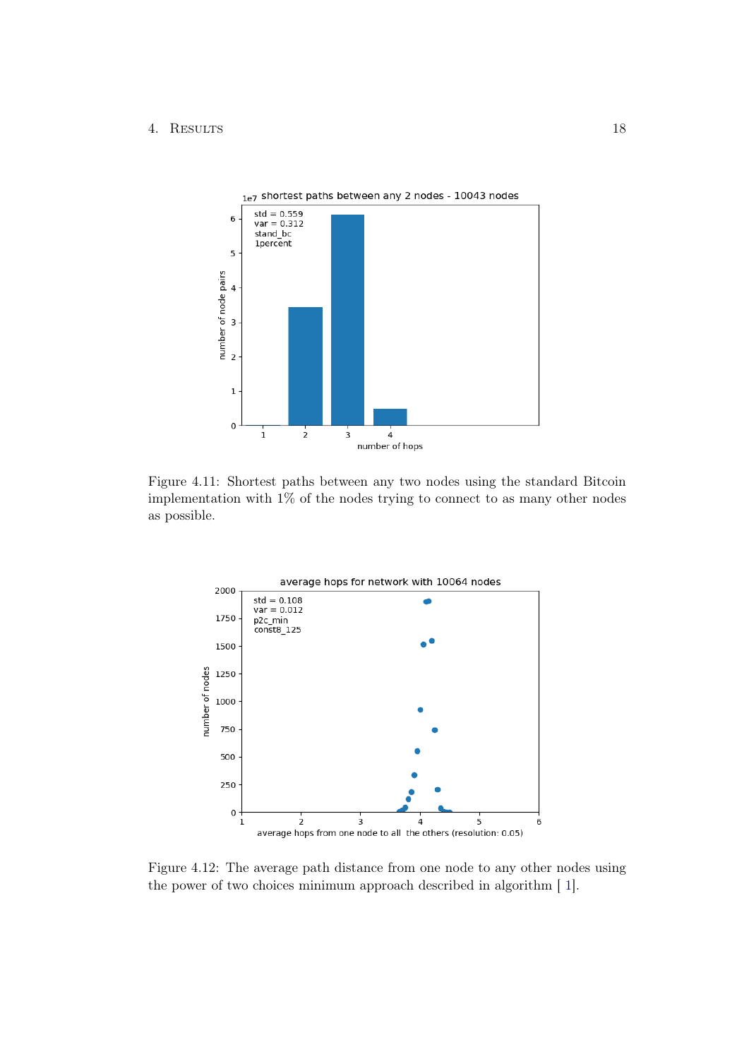Figure 4.11: Shortest paths between any two nodes using the standard Bitcoin implementation with 1% of the nodes trying to connect to as many other nodes as possible.

Figure 4.12: The average path distance from one node to any other nodes using the power of two choices minimum approach described in algorithm [ 1].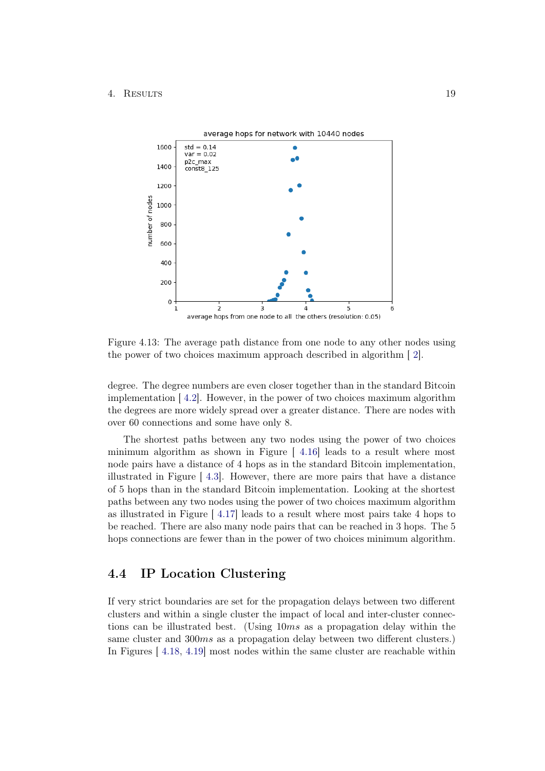Figure 4.13: The average path distance from one node to any other nodes using the power of two choices maximum approach described in algorithm [ 2].

degree. The degree numbers are even closer together than in the standard Bitcoin implementation [ 4.2]. However, in the power of two choices maximum algorithm the degrees are more widely spread over a greater distance. There are nodes with over 60 connections and some have only 8.

The shortest paths between any two nodes using the power of two choices minimum algorithm as shown in Figure [ 4.16] leads to a result where most node pairs have a distance of 4 hops as in the standard Bitcoin implementation, illustrated in Figure [ 4.3]. However, there are more pairs that have a distance of 5 hops than in the standard Bitcoin implementation. Looking at the shortest paths between any two nodes using the power of two choices maximum algorithm as illustrated in Figure [ 4.17] leads to a result where most pairs take 4 hops to be reached. There are also many node pairs that can be reached in 3 hops. The 5 hops connections are fewer than in the power of two choices minimum algorithm.

## 4.4 IP Location Clustering

If very strict boundaries are set for the propagation delays between two different clusters and within a single cluster the impact of local and inter-cluster connections can be illustrated best. (Using $10ms$ as a propagation delay within the same cluster and $300ms$ as a propagation delay between two different clusters.) In Figures [ 4.18, 4.19] most nodes within the same cluster are reachable within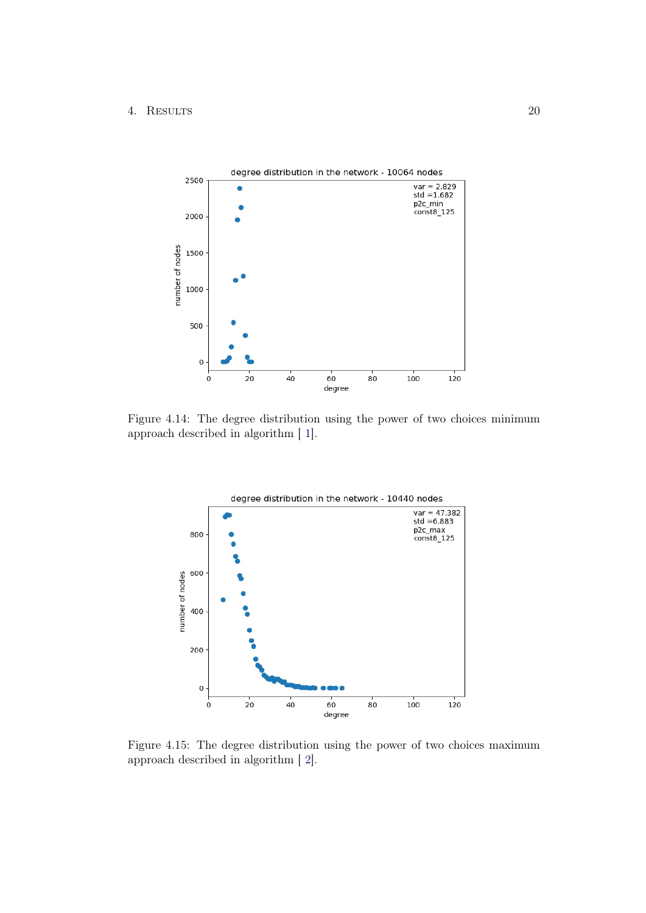Figure 4.14: The degree distribution using the power of two choices minimum approach described in algorithm [ 1].

Figure 4.15: The degree distribution using the power of two choices maximum approach described in algorithm [ 2].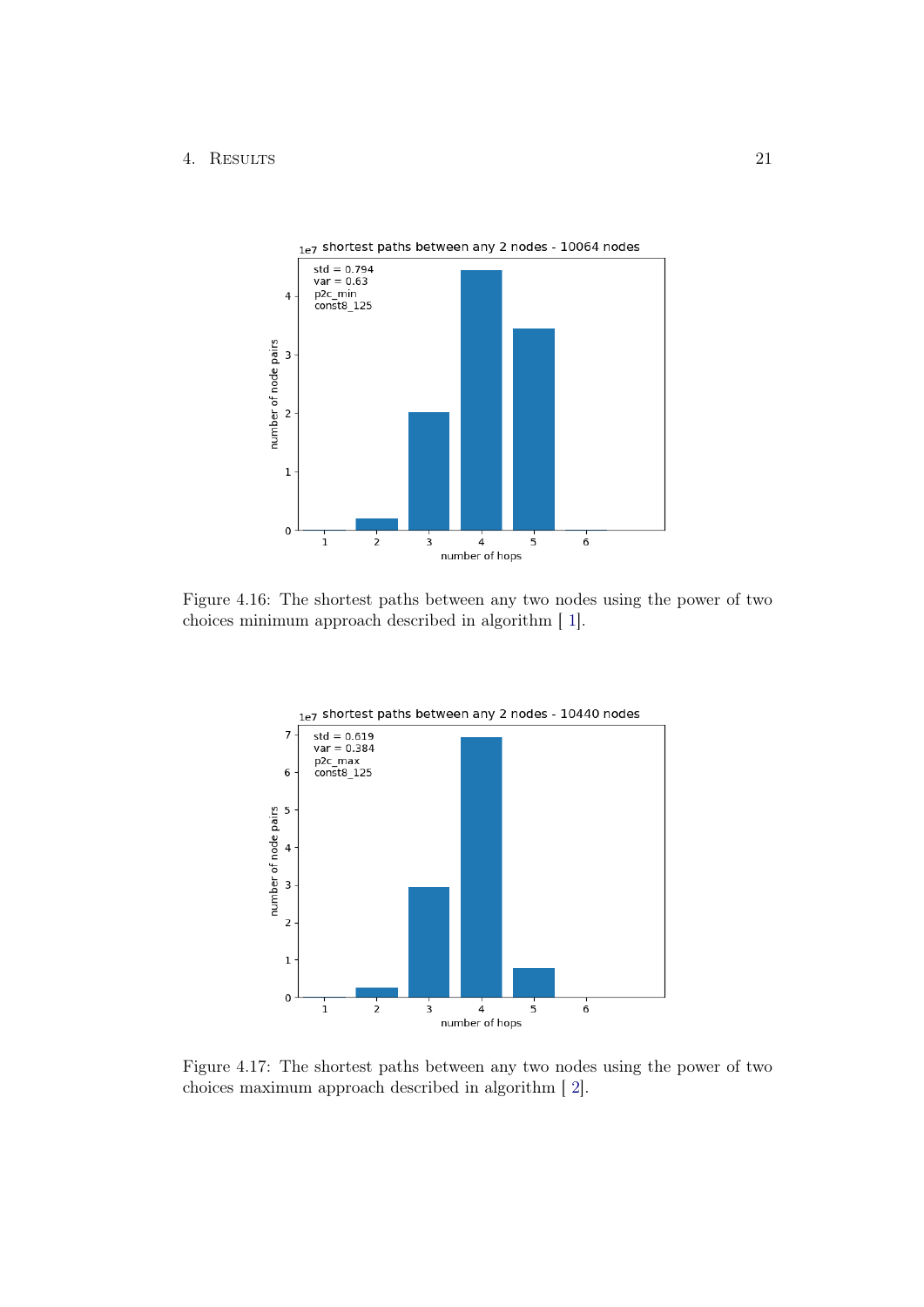Figure 4.16: The shortest paths between any two nodes using the power of two choices minimum approach described in algorithm [ 1].

Figure 4.17: The shortest paths between any two nodes using the power of two choices maximum approach described in algorithm [ 2].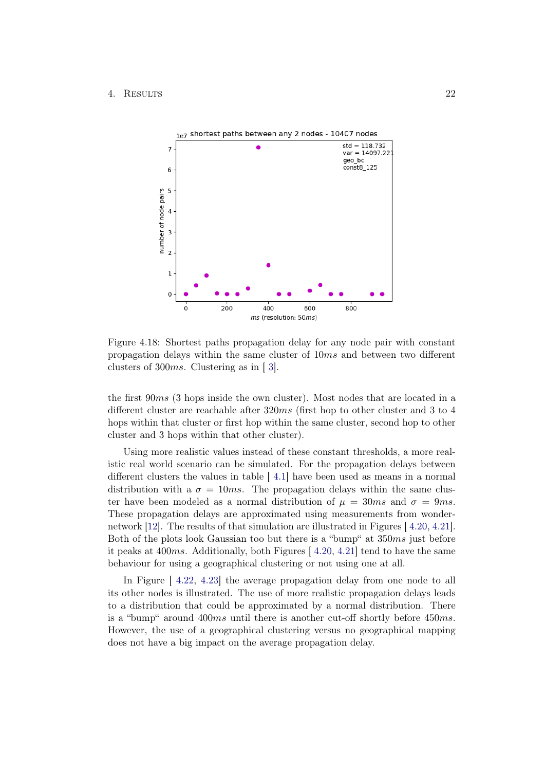Figure 4.18: Shortest paths propagation delay for any node pair with constant propagation delays within the same cluster of $10ms$ and between two different clusters of $300ms$. Clustering as in [ 3].

the first $90ms$ (3 hops inside the own cluster). Most nodes that are located in a different cluster are reachable after $320ms$ (first hop to other cluster and 3 to 4 hops within that cluster or first hop within the same cluster, second hop to other cluster and 3 hops within that other cluster).

Using more realistic values instead of these constant thresholds, a more realistic real world scenario can be simulated. For the propagation delays between different clusters the values in table [ 4.1] have been used as means in a normal distribution with a $\sigma = 10ms$. The propagation delays within the same cluster have been modeled as a normal distribution of $\mu = 30ms$ and $\sigma = 9ms$. These propagation delays are approximated using measurements from wondernetwork [12]. The results of that simulation are illustrated in Figures [ 4.20, 4.21]. Both of the plots look Gaussian too but there is a "bump" at $350ms$ just before it peaks at $400ms$. Additionally, both Figures [ 4.20, 4.21] tend to have the same behaviour for using a geographical clustering or not using one at all.

In Figure [ 4.22, 4.23] the average propagation delay from one node to all its other nodes is illustrated. The use of more realistic propagation delays leads to a distribution that could be approximated by a normal distribution. There is a "bump" around $400ms$ until there is another cut-off shortly before $450ms$. However, the use of a geographical clustering versus no geographical mapping does not have a big impact on the average propagation delay.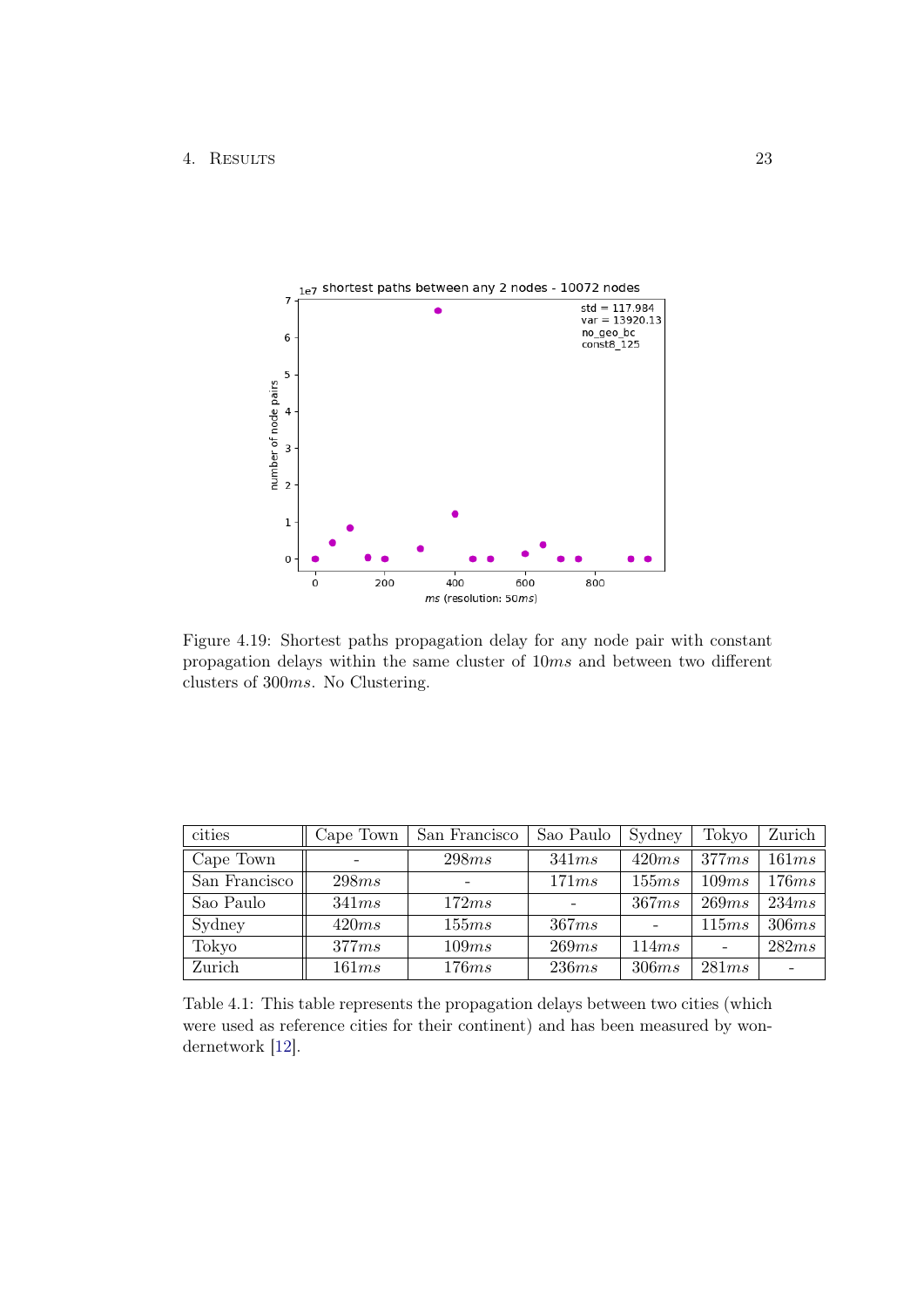Figure 4.19: Shortest paths propagation delay for any node pair with constant propagation delays within the same cluster of $10ms$ and between two different clusters of $300ms$. No Clustering.

| cities | Cape Town | San Francisco | Sao Paulo | Sydney | Tokyo | Zurich |
|---|---|---|---|---|---|---|
| Cape Town | - | $298ms$ | $341ms$ | $420ms$ | $377ms$ | $161ms$ |
| San Francisco | $298ms$ | - | $171ms$ | $155ms$ | $109ms$ | $176ms$ |
| Sao Paulo | $341ms$ | $172ms$ | - | $367ms$ | $269ms$ | $234ms$ |
| Sydney | $420ms$ | $155ms$ | $367ms$ | - | $115ms$ | $306ms$ |
| Tokyo | $377ms$ | $109ms$ | $269ms$ | $114ms$ | - | $282ms$ |
| Zurich | $161ms$ | $176ms$ | $236ms$ | $306ms$ | $281ms$ | - |

Table 4.1: This table represents the propagation delays between two cities (which were used as reference cities for their continent) and has been measured by wondernetwork [12].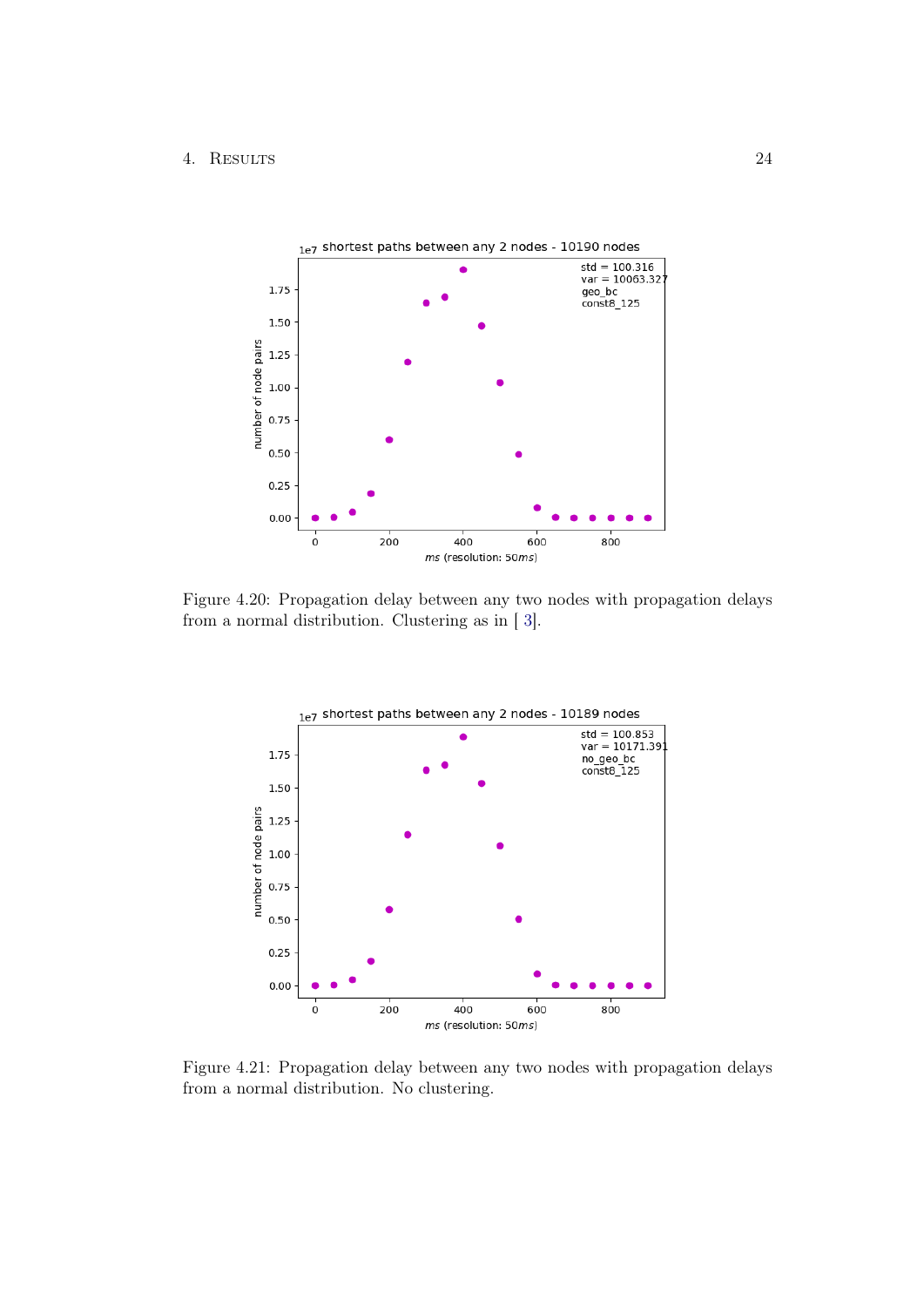Figure 4.20: Propagation delay between any two nodes with propagation delays from a normal distribution. Clustering as in [ 3].

Figure 4.21: Propagation delay between any two nodes with propagation delays from a normal distribution. No clustering.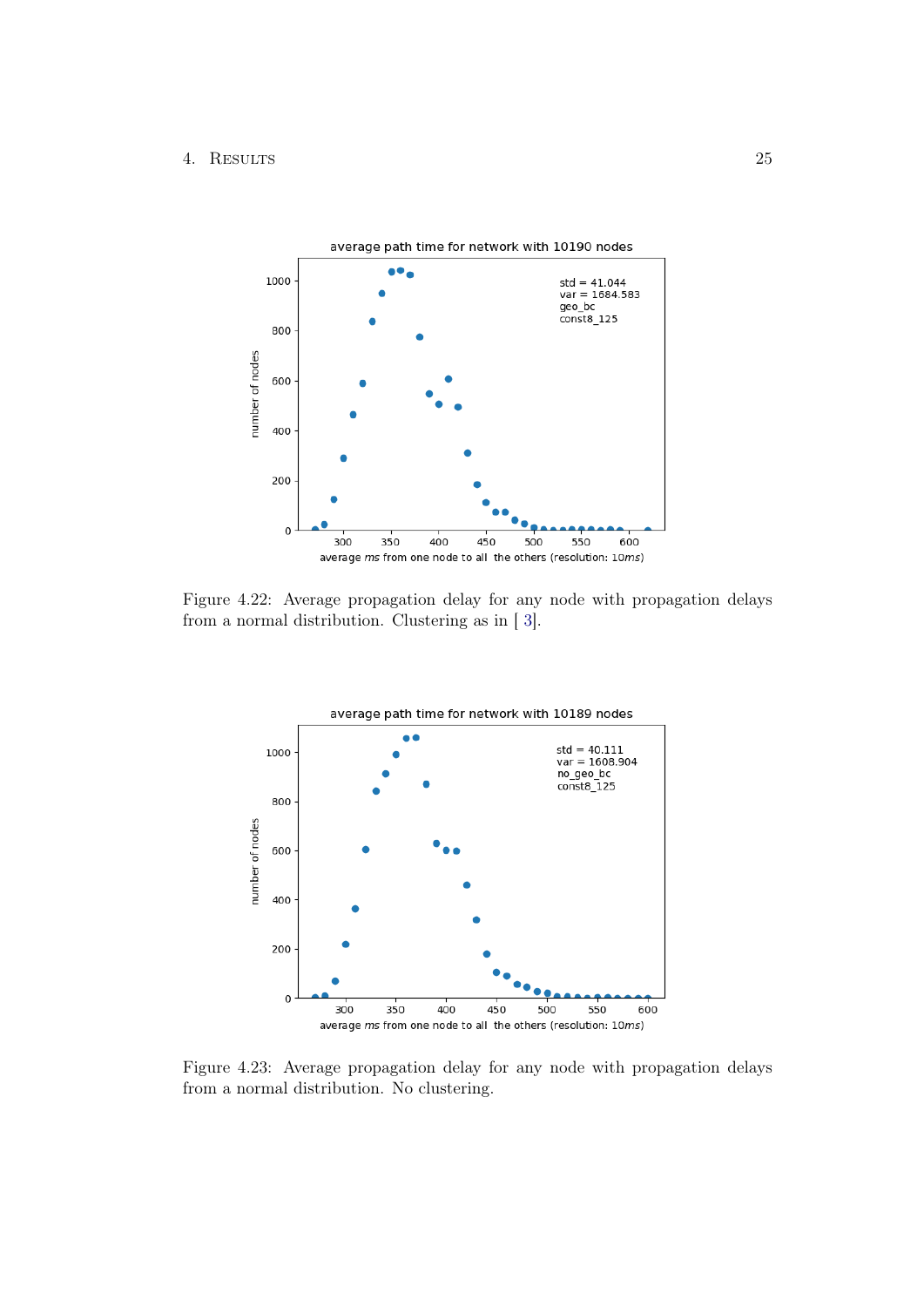Figure 4.22: Average propagation delay for any node with propagation delays from a normal distribution. Clustering as in [ 3].

Figure 4.23: Average propagation delay for any node with propagation delays from a normal distribution. No clustering.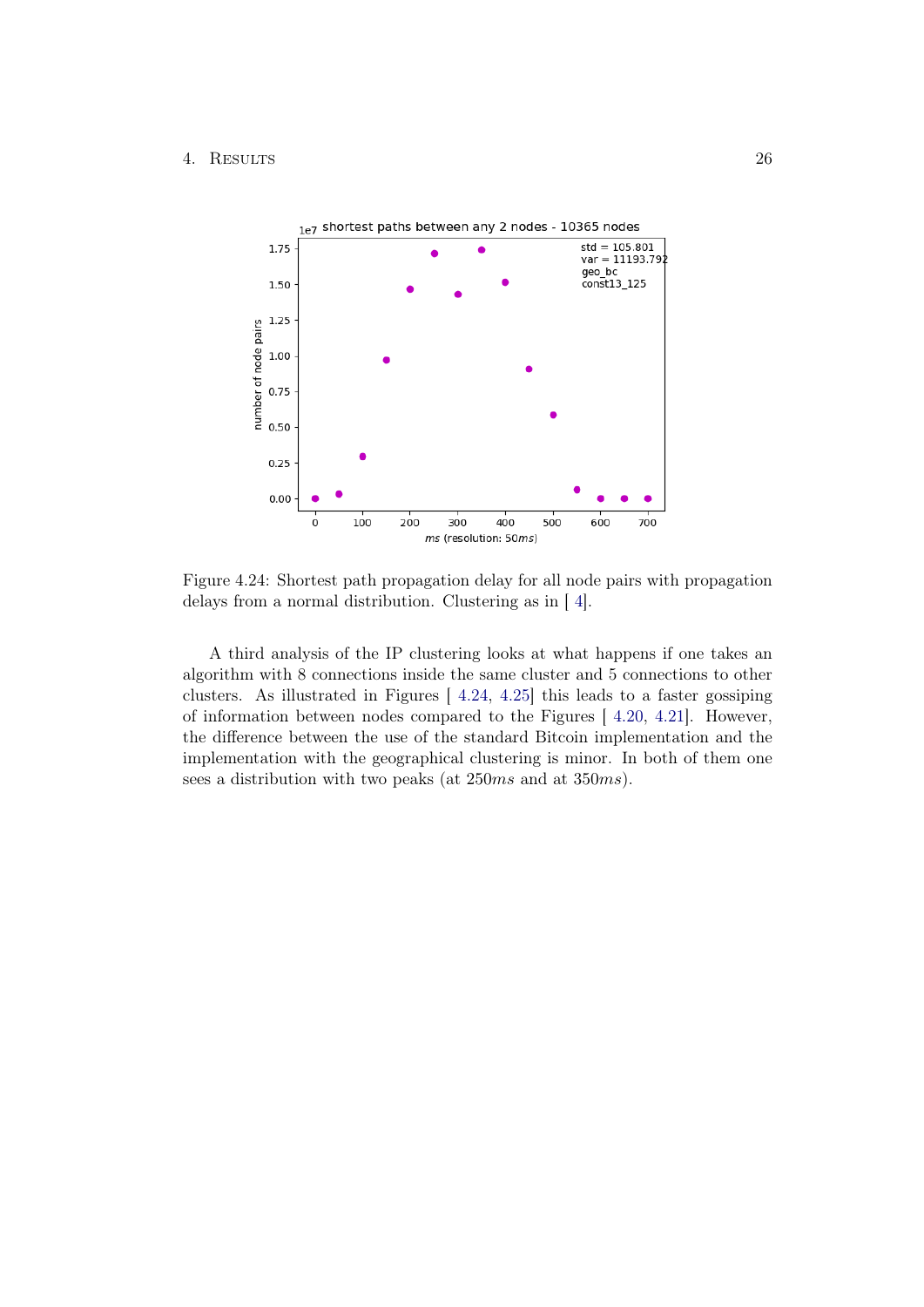Figure 4.24: Shortest path propagation delay for all node pairs with propagation delays from a normal distribution. Clustering as in [ 4].

A third analysis of the IP clustering looks at what happens if one takes an algorithm with 8 connections inside the same cluster and 5 connections to other clusters. As illustrated in Figures [ 4.24, 4.25] this leads to a faster gossiping of information between nodes compared to the Figures [ 4.20, 4.21]. However, the difference between the use of the standard Bitcoin implementation and the implementation with the geographical clustering is minor. In both of them one sees a distribution with two peaks (at $250ms$ and at $350ms$).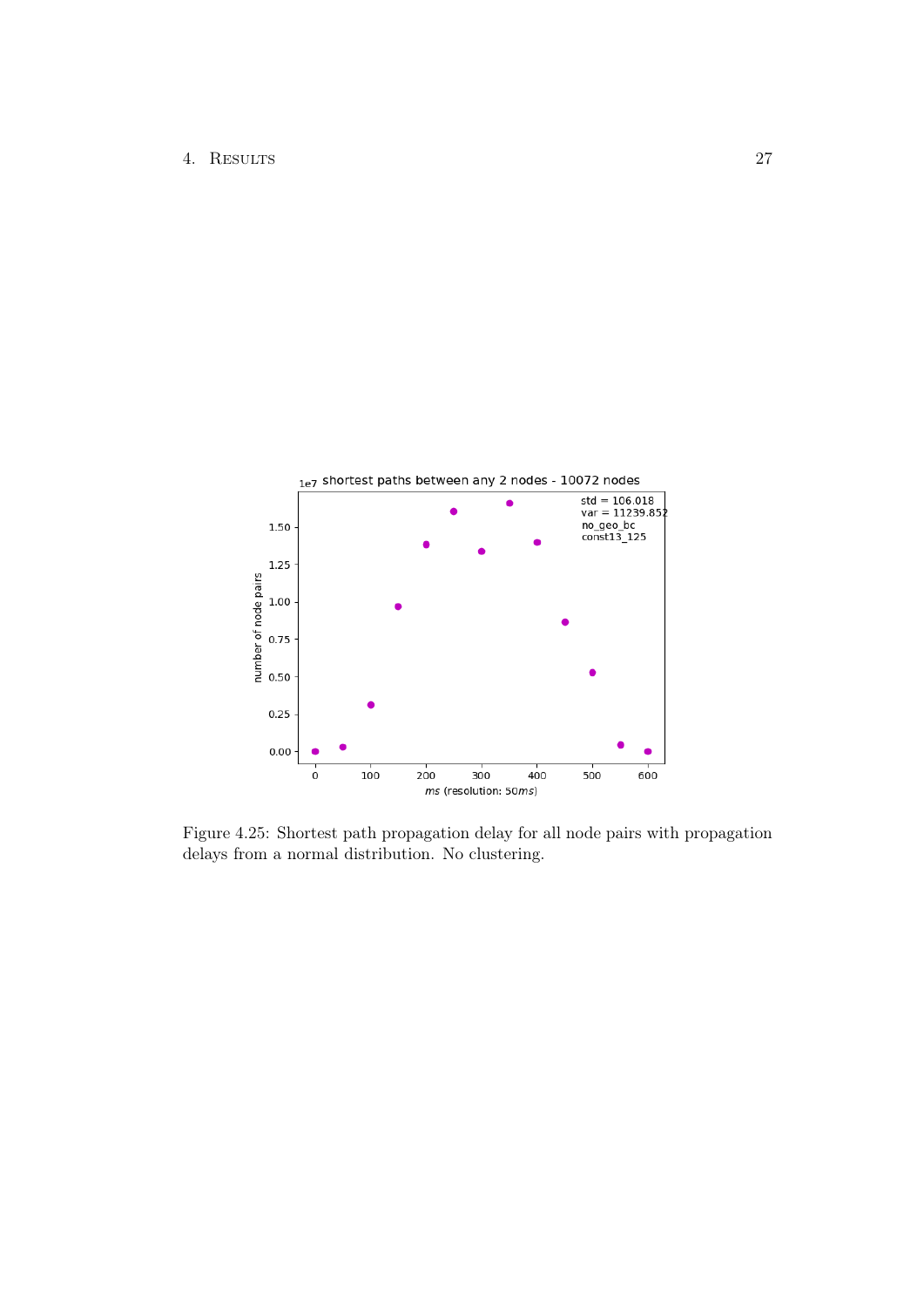Figure 4.25: Shortest path propagation delay for all node pairs with propagation delays from a normal distribution. No clustering.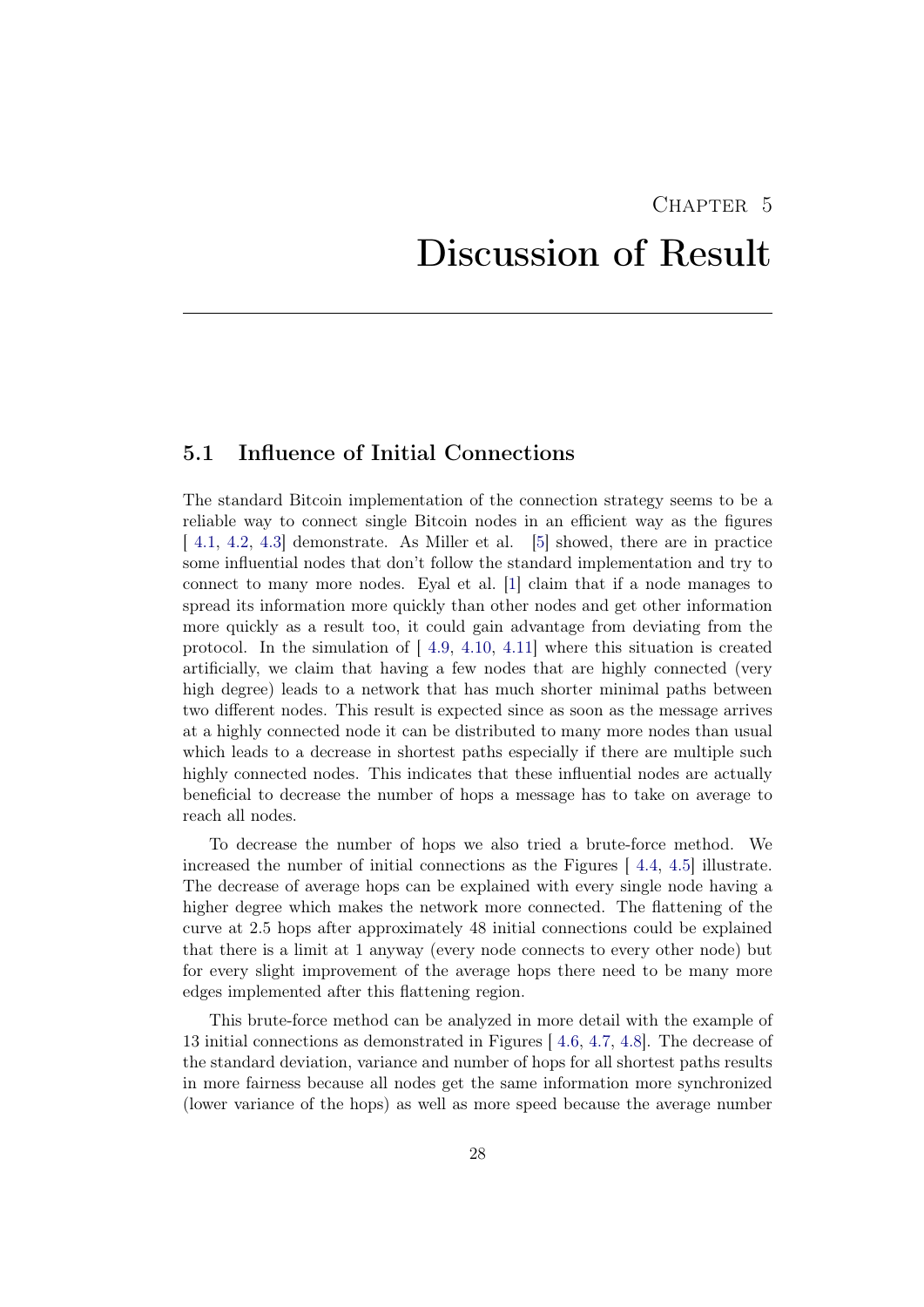# Chapter 5

# Discussion of Result

## 5.1 Influence of Initial Connections

The standard Bitcoin implementation of the connection strategy seems to be a reliable way to connect single Bitcoin nodes in an efficient way as the figures [ 4.1, 4.2, 4.3] demonstrate. As Miller et al. [5] showed, there are in practice some influential nodes that don't follow the standard implementation and try to connect to many more nodes. Eyal et al. [1] claim that if a node manages to spread its information more quickly than other nodes and get other information more quickly as a result too, it could gain advantage from deviating from the protocol. In the simulation of [ 4.9, 4.10, 4.11] where this situation is created artificially, we claim that having a few nodes that are highly connected (very high degree) leads to a network that has much shorter minimal paths between two different nodes. This result is expected since as soon as the message arrives at a highly connected node it can be distributed to many more nodes than usual which leads to a decrease in shortest paths especially if there are multiple such highly connected nodes. This indicates that these influential nodes are actually beneficial to decrease the number of hops a message has to take on average to reach all nodes.

To decrease the number of hops we also tried a brute-force method. We increased the number of initial connections as the Figures [ 4.4, 4.5] illustrate. The decrease of average hops can be explained with every single node having a higher degree which makes the network more connected. The flattening of the curve at 2.5 hops after approximately 48 initial connections could be explained that there is a limit at 1 anyway (every node connects to every other node) but for every slight improvement of the average hops there need to be many more edges implemented after this flattening region.

This brute-force method can be analyzed in more detail with the example of 13 initial connections as demonstrated in Figures [ 4.6, 4.7, 4.8]. The decrease of the standard deviation, variance and number of hops for all shortest paths results in more fairness because all nodes get the same information more synchronized (lower variance of the hops) as well as more speed because the average number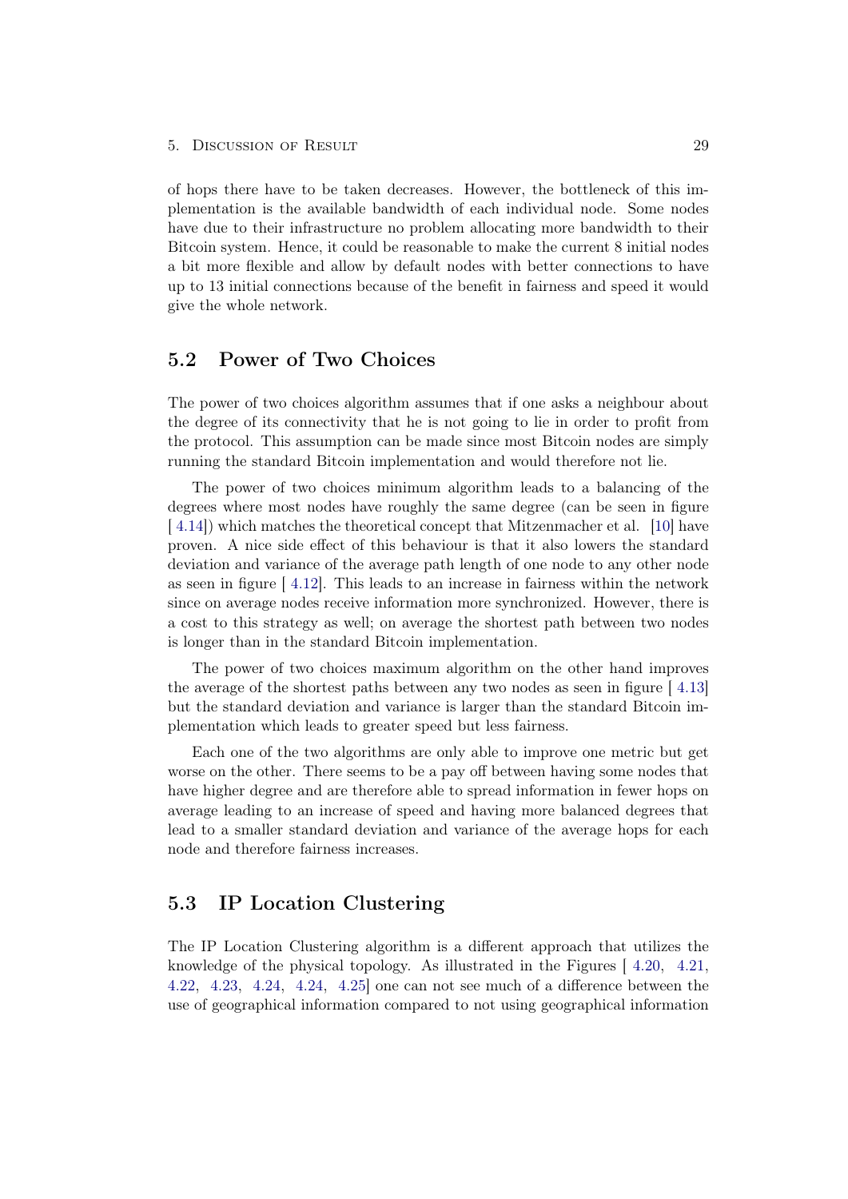of hops there have to be taken decreases. However, the bottleneck of this implementation is the available bandwidth of each individual node. Some nodes have due to their infrastructure no problem allocating more bandwidth to their Bitcoin system. Hence, it could be reasonable to make the current 8 initial nodes a bit more flexible and allow by default nodes with better connections to have up to 13 initial connections because of the benefit in fairness and speed it would give the whole network.

## 5.2 Power of Two Choices

The power of two choices algorithm assumes that if one asks a neighbour about the degree of its connectivity that he is not going to lie in order to profit from the protocol. This assumption can be made since most Bitcoin nodes are simply running the standard Bitcoin implementation and would therefore not lie.

The power of two choices minimum algorithm leads to a balancing of the degrees where most nodes have roughly the same degree (can be seen in figure [ 4.14]) which matches the theoretical concept that Mitzenmacher et al. [10] have proven. A nice side effect of this behaviour is that it also lowers the standard deviation and variance of the average path length of one node to any other node as seen in figure [ 4.12]. This leads to an increase in fairness within the network since on average nodes receive information more synchronized. However, there is a cost to this strategy as well; on average the shortest path between two nodes is longer than in the standard Bitcoin implementation.

The power of two choices maximum algorithm on the other hand improves the average of the shortest paths between any two nodes as seen in figure [ 4.13] but the standard deviation and variance is larger than the standard Bitcoin implementation which leads to greater speed but less fairness.

Each one of the two algorithms are only able to improve one metric but get worse on the other. There seems to be a pay off between having some nodes that have higher degree and are therefore able to spread information in fewer hops on average leading to an increase of speed and having more balanced degrees that lead to a smaller standard deviation and variance of the average hops for each node and therefore fairness increases.

## 5.3 IP Location Clustering

The IP Location Clustering algorithm is a different approach that utilizes the knowledge of the physical topology. As illustrated in the Figures [ 4.20, 4.21, 4.22, 4.23, 4.24, 4.24, 4.25] one can not see much of a difference between the use of geographical information compared to not using geographical information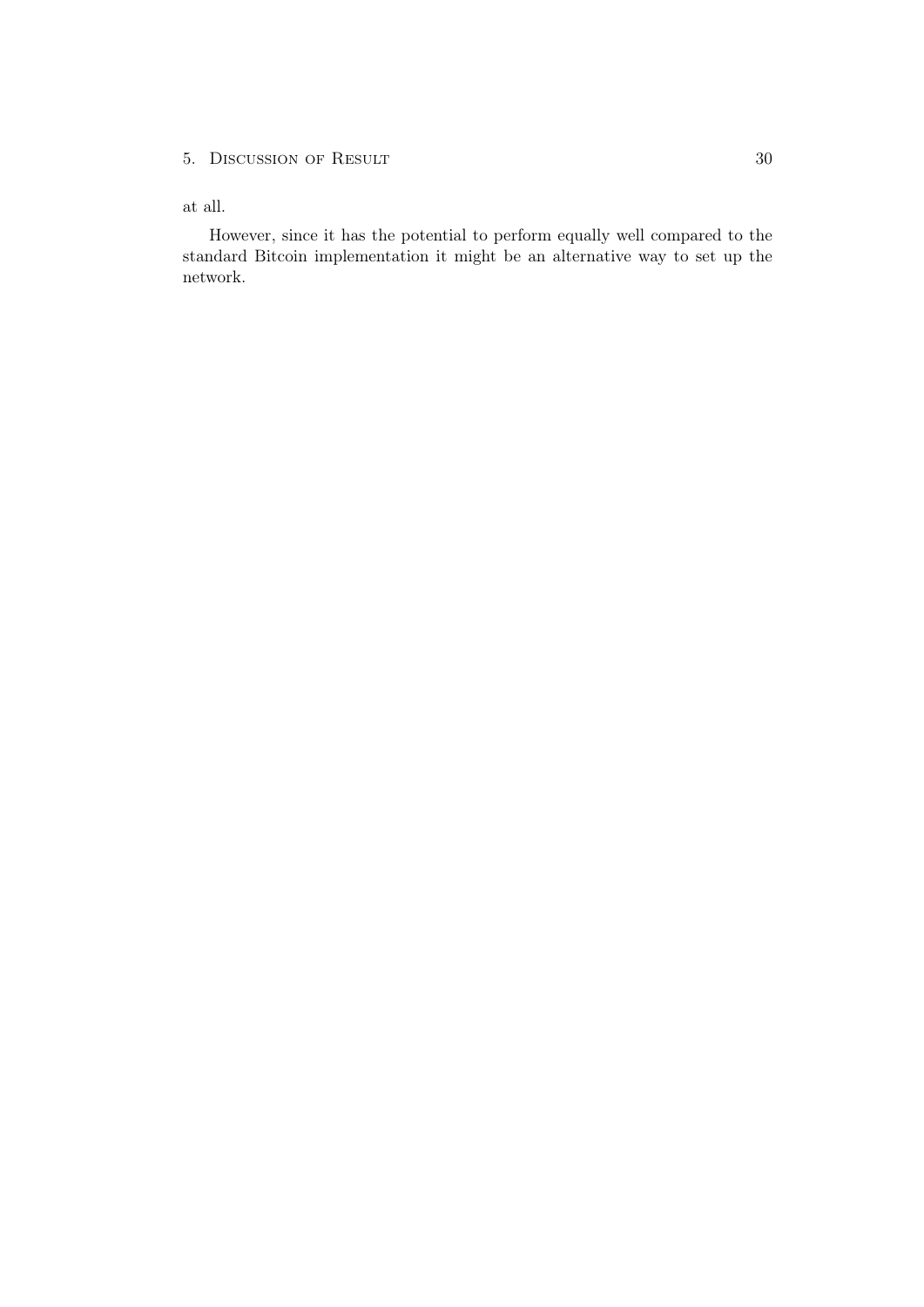at all.

However, since it has the potential to perform equally well compared to the standard Bitcoin implementation it might be an alternative way to set up the network.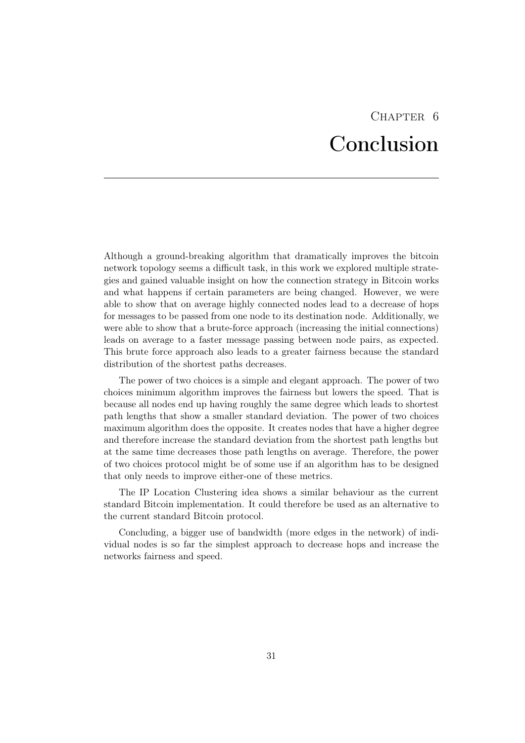# Chapter 6
# Conclusion

Although a ground-breaking algorithm that dramatically improves the bitcoin network topology seems a difficult task, in this work we explored multiple strategies and gained valuable insight on how the connection strategy in Bitcoin works and what happens if certain parameters are being changed. However, we were able to show that on average highly connected nodes lead to a decrease of hops for messages to be passed from one node to its destination node. Additionally, we were able to show that a brute-force approach (increasing the initial connections) leads on average to a faster message passing between node pairs, as expected. This brute force approach also leads to a greater fairness because the standard distribution of the shortest paths decreases.

The power of two choices is a simple and elegant approach. The power of two choices minimum algorithm improves the fairness but lowers the speed. That is because all nodes end up having roughly the same degree which leads to shortest path lengths that show a smaller standard deviation. The power of two choices maximum algorithm does the opposite. It creates nodes that have a higher degree and therefore increase the standard deviation from the shortest path lengths but at the same time decreases those path lengths on average. Therefore, the power of two choices protocol might be of some use if an algorithm has to be designed that only needs to improve either-one of these metrics.

The IP Location Clustering idea shows a similar behaviour as the current standard Bitcoin implementation. It could therefore be used as an alternative to the current standard Bitcoin protocol.

Concluding, a bigger use of bandwidth (more edges in the network) of individual nodes is so far the simplest approach to decrease hops and increase the networks fairness and speed.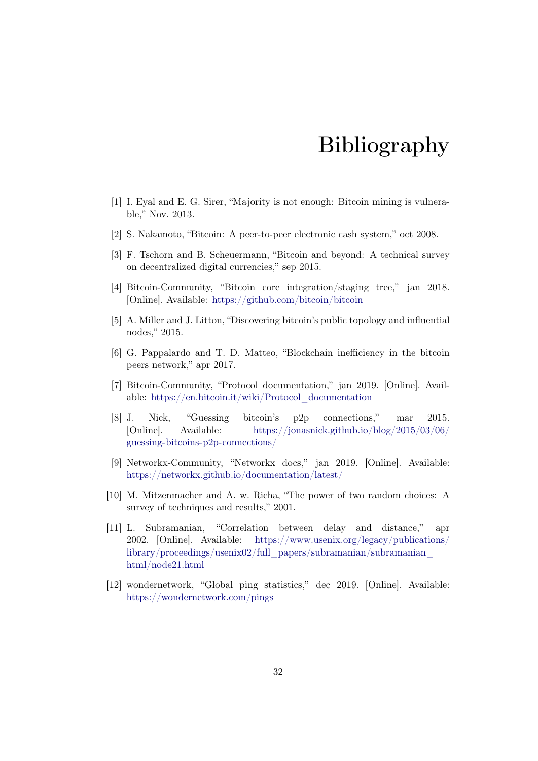# Bibliography

[1] I. Eyal and E. G. Sirer, "Majority is not enough: Bitcoin mining is vulnerable," Nov. 2013.

[2] S. Nakamoto, "Bitcoin: A peer-to-peer electronic cash system," oct 2008.

[3] F. Tschorn and B. Scheuermann, "Bitcoin and beyond: A technical survey on decentralized digital currencies," sep 2015.

[4] Bitcoin-Community, "Bitcoin core integration/staging tree," jan 2018. [Online]. Available: https://github.com/bitcoin/bitcoin

[5] A. Miller and J. Litton, "Discovering bitcoin's public topology and influential nodes," 2015.

[6] G. Pappalardo and T. D. Matteo, "Blockchain inefficiency in the bitcoin peers network," apr 2017.

[7] Bitcoin-Community, "Protocol documentation," jan 2019. [Online]. Available: https://en.bitcoin.it/wiki/Protocol_documentation

[8] J. Nick, "Guessing bitcoin's p2p connections," mar 2015. [Online]. Available: https://jonasnick.github.io/blog/2015/03/06/guessing-bitcoins-p2p-connections/

[9] Networkx-Community, "Networkx docs," jan 2019. [Online]. Available: https://networkx.github.io/documentation/latest/

[10] M. Mitzenmacher and A. w. Richa, "The power of two random choices: A survey of techniques and results," 2001.

[11] L. Subramanian, "Correlation between delay and distance," apr 2002. [Online]. Available: https://www.usenix.org/legacy/publications/library/proceedings/usenix02/full_papers/subramanian/subramanian_html/node21.html

[12] wondernetwork, "Global ping statistics," dec 2019. [Online]. Available: https://wondernetwork.com/pings